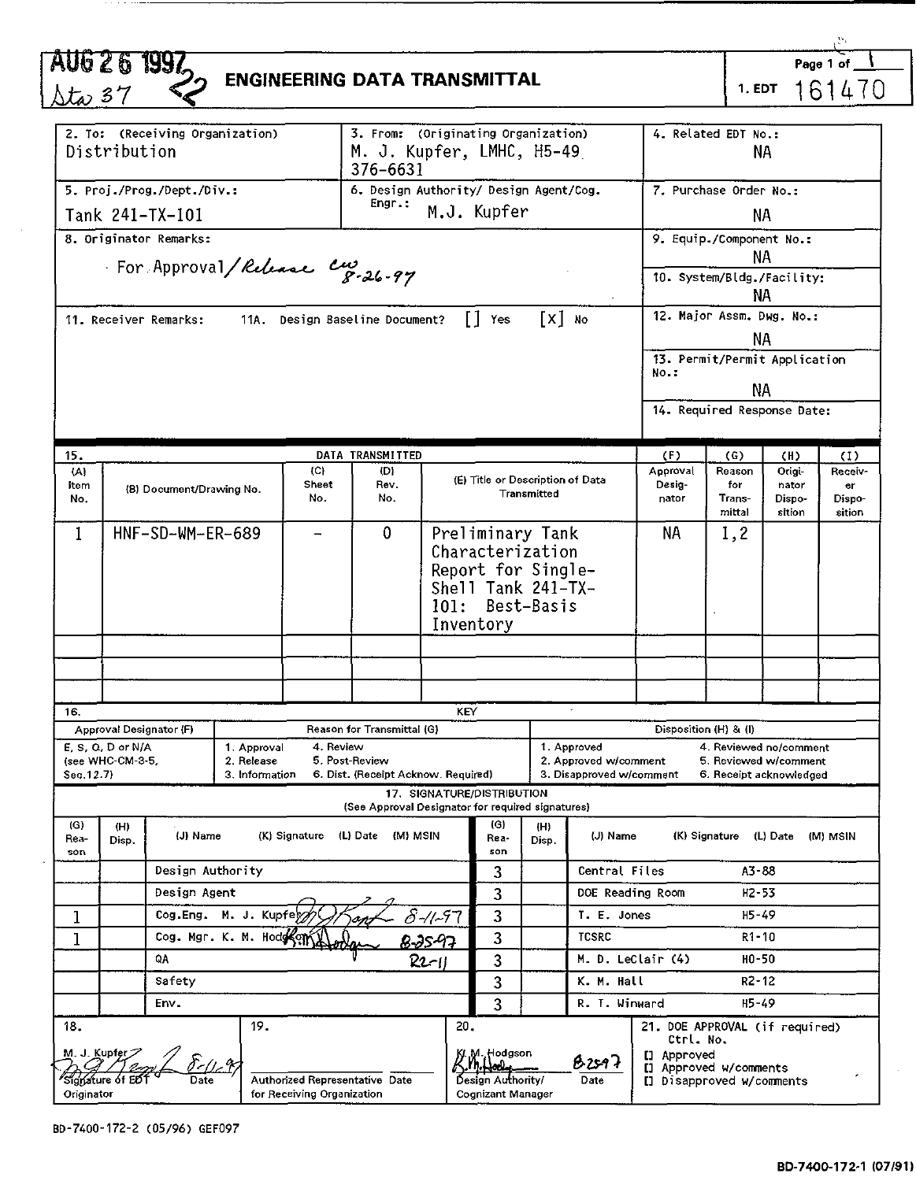AUG 26 1997 22
Sta 37

# ENGINEERING DATA TRANSMITTAL

Page 1 of 1

1. EDT 161470

| 2. To: (Receiving Organization) | 3. From: (Originating Organization) | 4. Related EDT No.: |
|---|---|---|
| Distribution | M. J. Kupfer, LMHC, H5-49 376-6631 | NA |
| 5. Proj./Prog./Dept./Div.: Tank 241-TX-101 | 6. Design Authority/ Design Agent/Cog. Engr.: M.J. Kupfer | 7. Purchase Order No.: NA |
| 8. Originator Remarks: For Approval/Release cw 8-26-97 | | 9. Equip./Component No.: NA |
| | | 10. System/Bldg./Facility: NA |
| 11. Receiver Remarks: 11A. Design Baseline Document? [] Yes [X] No | | 12. Major Assm. Dwg. No.: NA |
| | | 13. Permit/Permit Application No.: NA |
| | | 14. Required Response Date: |

15. DATA TRANSMITTED

| (A) Item No. | (B) Document/Drawing No. | (C) Sheet No. | (D) Rev. No. | (E) Title or Description of Data Transmitted | (F) Approval Designator | (G) Reason for Transmittal | (H) Originator Disposition | (I) Receiver Disposition |
|---|---|---|---|---|---|---|---|---|
| 1 | HNF-SD-WM-ER-689 | - | 0 | Preliminary Tank Characterization Report for Single-Shell Tank 241-TX-101: Best-Basis Inventory | NA | 1,2 | | |

16. KEY

| Approval Designator (F) | Reason for Transmittal (G) | | Disposition (H) & (I) | |
|---|---|---|---|---|
| E, S, Q, D or N/A (see WHC-CM-3-5, Sec.12.7) | 1. Approval<br>2. Release<br>3. Information | 4. Review<br>5. Post-Review<br>6. Dist. (Receipt Acknow. Required) | 1. Approved<br>2. Approved w/comment<br>3. Disapproved w/comment | 4. Reviewed no/comment<br>5. Reviewed w/comment<br>6. Receipt acknowledged |

17. SIGNATURE/DISTRIBUTION
(See Approval Designator for required signatures)

| (G) Reason | (H) Disp. | (J) Name | (K) Signature | (L) Date | (M) MSIN | (G) Reason | (H) Disp. | (J) Name | (K) Signature | (L) Date | (M) MSIN |
|---|---|---|---|---|---|---|---|---|---|---|---|
| | | Design Authority | | | | 3 | | Central Files | | | A3-88 |
| | | Design Agent | | | | 3 | | DOE Reading Room | | | H2-53 |
| 1 | | Cog.Eng. M. J. Kupfer | M J Kupfer | 8-11-97 | | 3 | | T. E. Jones | | | H5-49 |
| 1 | | Cog. Mgr. K. M. Hodgson | K M Hodgson | 8-25-97 | R2-11 | 3 | | TCSRC | | | R1-10 |
| | | QA | | | | 3 | | M. D. LeClair (4) | | | H0-50 |
| | | Safety | | | | 3 | | K. M. Hall | | | R2-12 |
| | | Env. | | | | 3 | | R. T. Winward | | | H5-49 |

| 18. | 19. | 20. | 21. DOE APPROVAL (if required) |
|---|---|---|---|
| M. J. Kupfer 8-11-97<br>Signature of EDT Originator / Date | Authorized Representative for Receiving Organization / Date | K. M. Hodgson 8-25-97<br>Design Authority/ Cognizant Manager / Date | Ctrl. No.<br>[] Approved<br>[] Approved w/comments<br>[] Disapproved w/comments |

BD-7400-172-2 (05/96) GEF097

BD-7400-172-1 (07/91)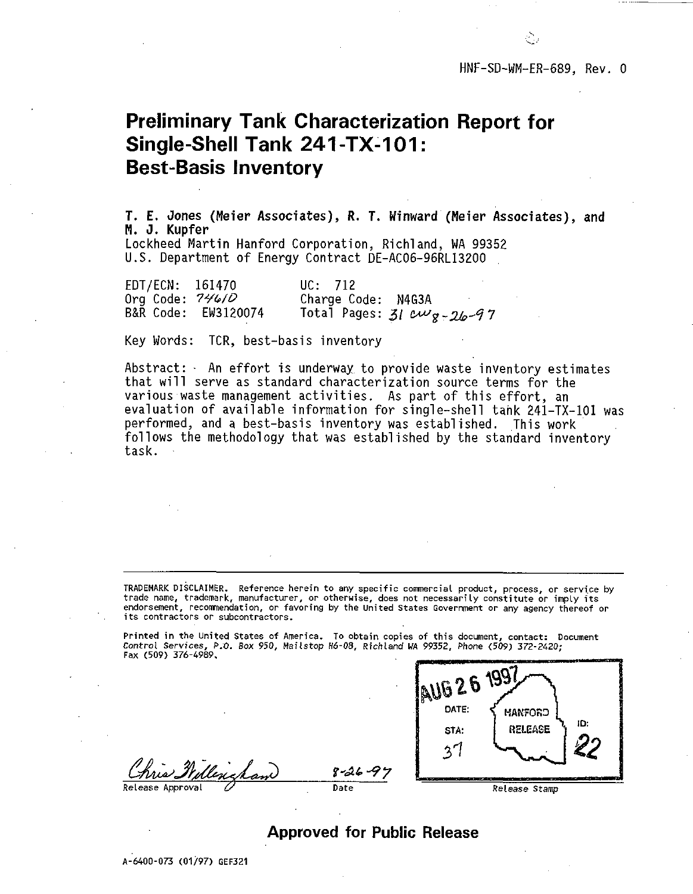HNF-SD-WM-ER-689, Rev. 0

# Preliminary Tank Characterization Report for Single-Shell Tank 241-TX-101: Best-Basis Inventory

**T. E. Jones (Meier Associates), R. T. Winward (Meier Associates), and M. J. Kupfer**

Lockheed Martin Hanford Corporation, Richland, WA 99352
U.S. Department of Energy Contract DE-AC06-96RL13200

EDT/ECN: 161470 UC: 712
Org Code: 74610 Charge Code: N4G3A
B&R Code: EW3120074 Total Pages: 31 cw 8-26-97

Key Words: TCR, best-basis inventory

Abstract: An effort is underway to provide waste inventory estimates that will serve as standard characterization source terms for the various waste management activities. As part of this effort, an evaluation of available information for single-shell tank 241-TX-101 was performed, and a best-basis inventory was established. This work follows the methodology that was established by the standard inventory task.

TRADEMARK DISCLAIMER. Reference herein to any specific commercial product, process, or service by trade name, trademark, manufacturer, or otherwise, does not necessarily constitute or imply its endorsement, recommendation, or favoring by the United States Government or any agency thereof or its contractors or subcontractors.

Printed in the United States of America. To obtain copies of this document, contact: Document Control Services, P.O. Box 950, Mailstop H6-08, Richland WA 99352, Phone (509) 372-2420; Fax (509) 376-4989.

Chris Willingham 8-26-97
Release Approval Date

AUG 26 1997
DATE: HANFORD
STA: RELEASE ID:
37 22

Release Stamp

**Approved for Public Release**

A-6400-073 (01/97) GEF321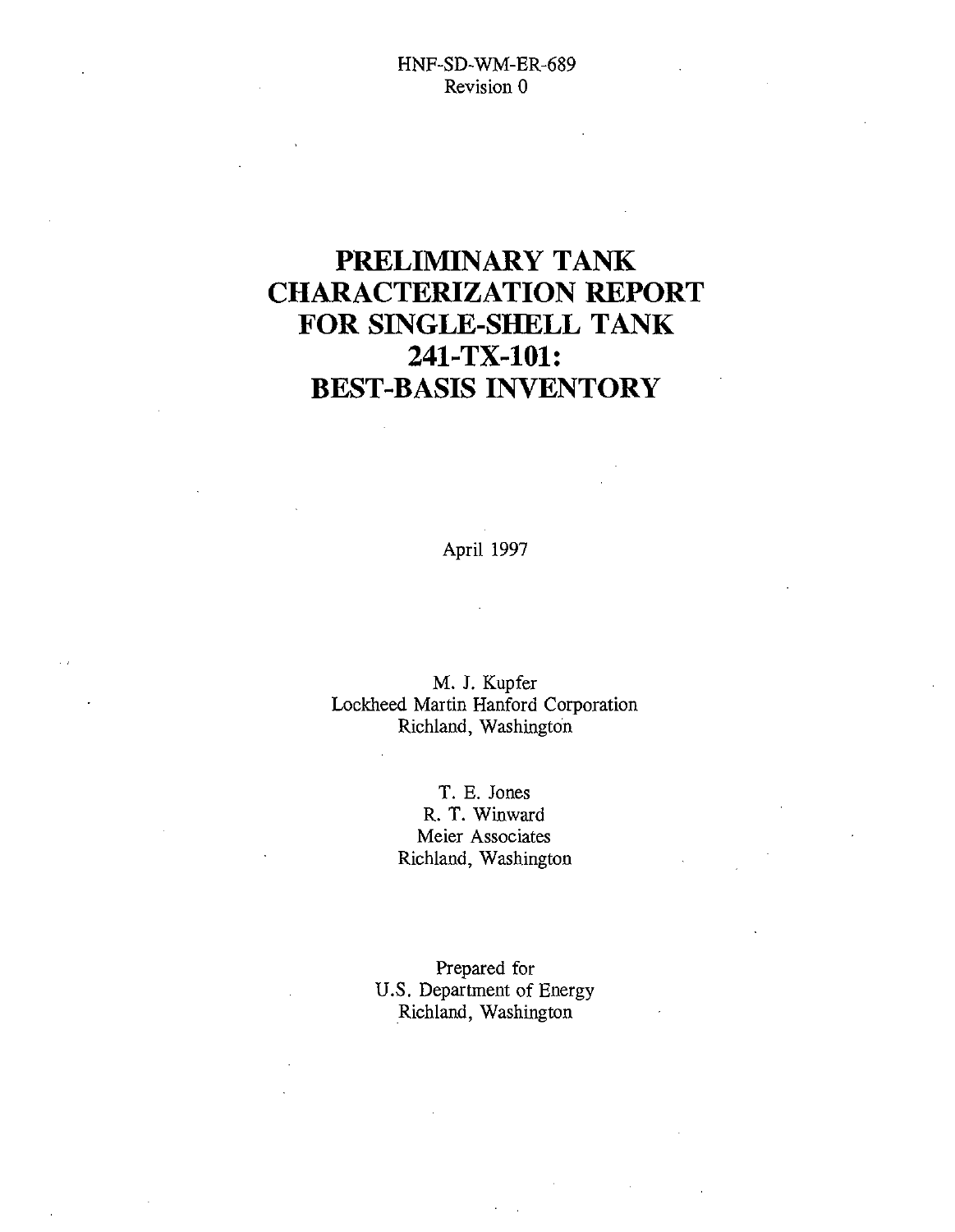HNF-SD-WM-ER-689
Revision 0

# PRELIMINARY TANK CHARACTERIZATION REPORT FOR SINGLE-SHELL TANK 241-TX-101: BEST-BASIS INVENTORY

April 1997

M. J. Kupfer
Lockheed Martin Hanford Corporation
Richland, Washington

T. E. Jones
R. T. Winward
Meier Associates
Richland, Washington

Prepared for
U.S. Department of Energy
Richland, Washington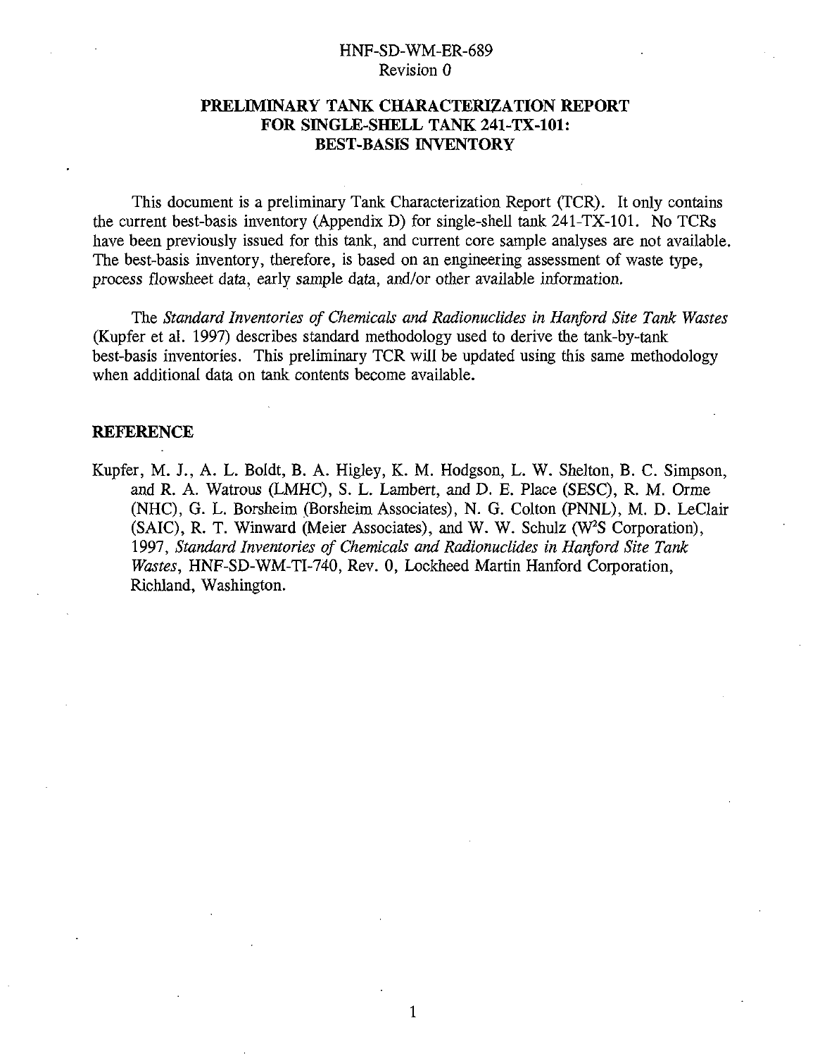# PRELIMINARY TANK CHARACTERIZATION REPORT FOR SINGLE-SHELL TANK 241-TX-101: BEST-BASIS INVENTORY

This document is a preliminary Tank Characterization Report (TCR). It only contains the current best-basis inventory (Appendix D) for single-shell tank 241-TX-101. No TCRs have been previously issued for this tank, and current core sample analyses are not available. The best-basis inventory, therefore, is based on an engineering assessment of waste type, process flowsheet data, early sample data, and/or other available information.

The *Standard Inventories of Chemicals and Radionuclides in Hanford Site Tank Wastes* (Kupfer et al. 1997) describes standard methodology used to derive the tank-by-tank best-basis inventories. This preliminary TCR will be updated using this same methodology when additional data on tank contents become available.

## REFERENCE

Kupfer, M. J., A. L. Boldt, B. A. Higley, K. M. Hodgson, L. W. Shelton, B. C. Simpson, and R. A. Watrous (LMHC), S. L. Lambert, and D. E. Place (SESC), R. M. Orme (NHC), G. L. Borsheim (Borsheim Associates), N. G. Colton (PNNL), M. D. LeClair (SAIC), R. T. Winward (Meier Associates), and W. W. Schulz ($W^2S$ Corporation), 1997, *Standard Inventories of Chemicals and Radionuclides in Hanford Site Tank Wastes*, HNF-SD-WM-TI-740, Rev. 0, Lockheed Martin Hanford Corporation, Richland, Washington.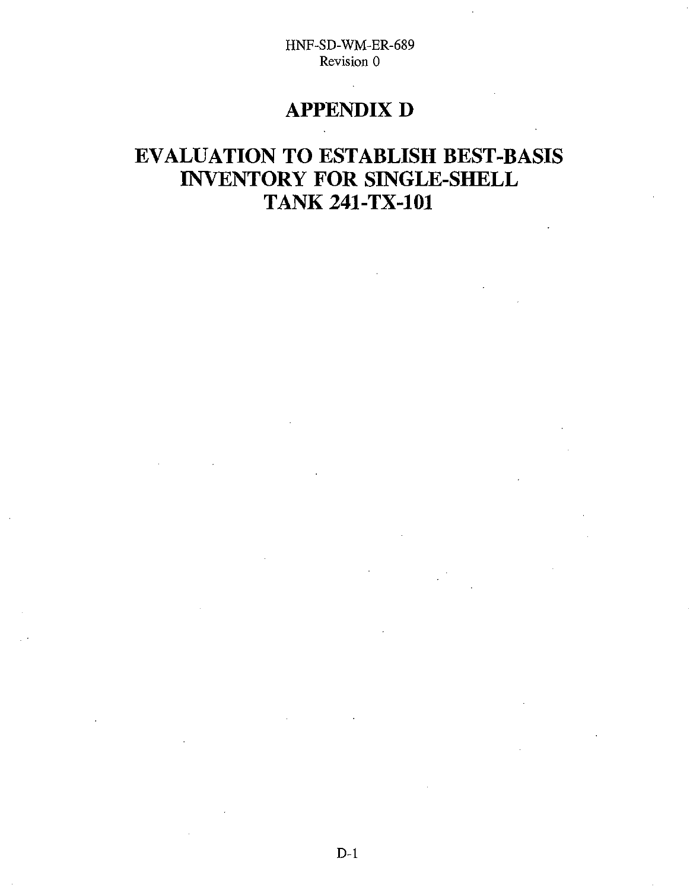# APPENDIX D

# EVALUATION TO ESTABLISH BEST-BASIS INVENTORY FOR SINGLE-SHELL TANK 241-TX-101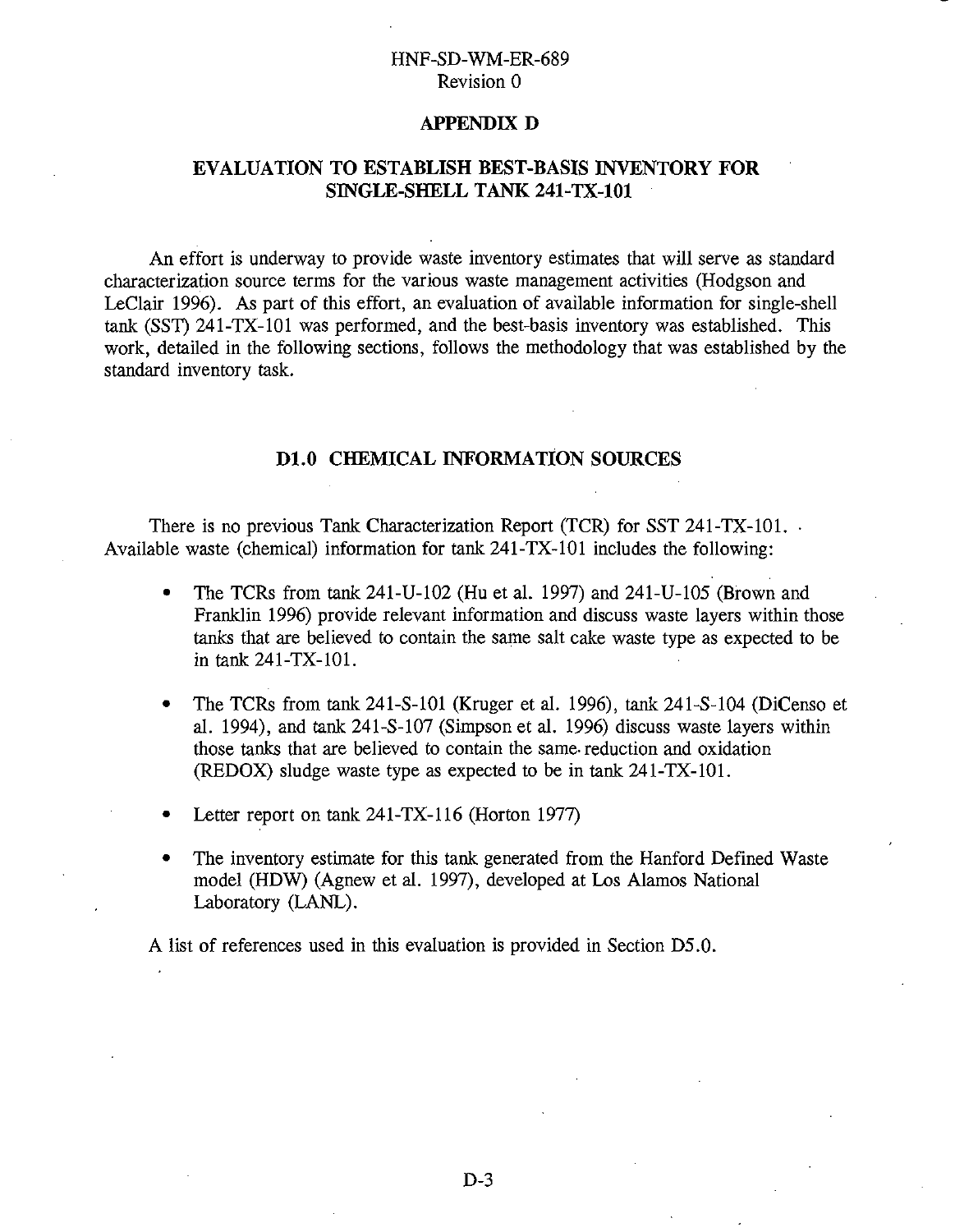# APPENDIX D

## EVALUATION TO ESTABLISH BEST-BASIS INVENTORY FOR SINGLE-SHELL TANK 241-TX-101

An effort is underway to provide waste inventory estimates that will serve as standard characterization source terms for the various waste management activities (Hodgson and LeClair 1996). As part of this effort, an evaluation of available information for single-shell tank (SST) 241-TX-101 was performed, and the best-basis inventory was established. This work, detailed in the following sections, follows the methodology that was established by the standard inventory task.

## D1.0 CHEMICAL INFORMATION SOURCES

There is no previous Tank Characterization Report (TCR) for SST 241-TX-101. Available waste (chemical) information for tank 241-TX-101 includes the following:

- The TCRs from tank 241-U-102 (Hu et al. 1997) and 241-U-105 (Brown and Franklin 1996) provide relevant information and discuss waste layers within those tanks that are believed to contain the same salt cake waste type as expected to be in tank 241-TX-101.
- The TCRs from tank 241-S-101 (Kruger et al. 1996), tank 241-S-104 (DiCenso et al. 1994), and tank 241-S-107 (Simpson et al. 1996) discuss waste layers within those tanks that are believed to contain the same reduction and oxidation (REDOX) sludge waste type as expected to be in tank 241-TX-101.
- Letter report on tank 241-TX-116 (Horton 1977)
- The inventory estimate for this tank generated from the Hanford Defined Waste model (HDW) (Agnew et al. 1997), developed at Los Alamos National Laboratory (LANL).

A list of references used in this evaluation is provided in Section D5.0.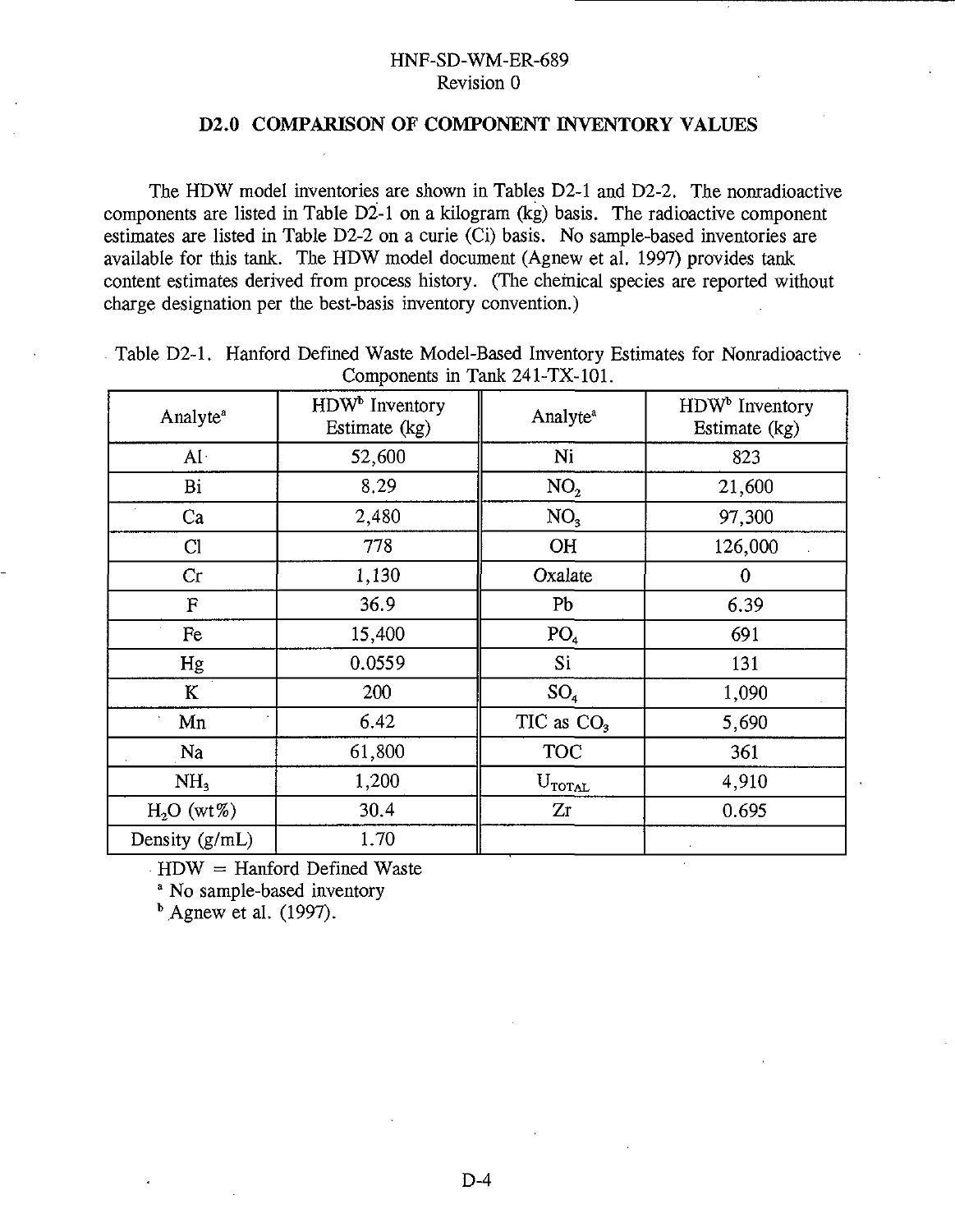## D2.0 COMPARISON OF COMPONENT INVENTORY VALUES

The HDW model inventories are shown in Tables D2-1 and D2-2. The nonradioactive components are listed in Table D2-1 on a kilogram (kg) basis. The radioactive component estimates are listed in Table D2-2 on a curie (Ci) basis. No sample-based inventories are available for this tank. The HDW model document (Agnew et al. 1997) provides tank content estimates derived from process history. (The chemical species are reported without charge designation per the best-basis inventory convention.)

Table D2-1. Hanford Defined Waste Model-Based Inventory Estimates for Nonradioactive Components in Tank 241-TX-101.

| Analyte[a] | HDW[b] Inventory Estimate (kg) | Analyte[a] | HDW[b] Inventory Estimate (kg) |
|---|---|---|---|
| Al | 52,600 | Ni | 823 |
| Bi | 8.29 | $NO_2$ | 21,600 |
| Ca | 2,480 | $NO_3$ | 97,300 |
| Cl | 778 | OH | 126,000 |
| Cr | 1,130 | Oxalate | 0 |
| F | 36.9 | Pb | 6.39 |
| Fe | 15,400 | $PO_4$ | 691 |
| Hg | 0.0559 | Si | 131 |
| K | 200 | $SO_4$ | 1,090 |
| Mn | 6.42 | TIC as $CO_3$ | 5,690 |
| Na | 61,800 | TOC | 361 |
| $NH_3$ | 1,200 | $U_{TOTAL}$ | 4,910 |
| $H_2O$ (wt%) | 30.4 | Zr | 0.695 |
| Density (g/mL) | 1.70 | | |

HDW = Hanford Defined Waste

[a] No sample-based inventory

[b] Agnew et al. (1997).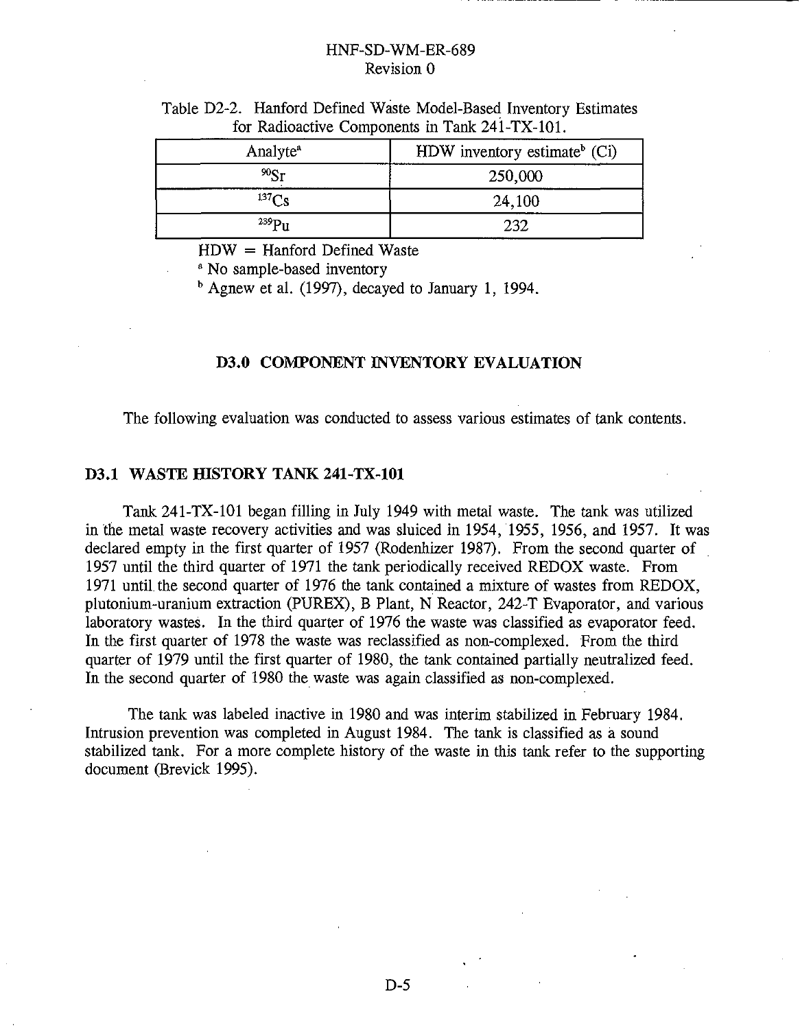Table D2-2. Hanford Defined Waste Model-Based Inventory Estimates for Radioactive Components in Tank 241-TX-101.

| Analyte[a] | HDW inventory estimate[b] (Ci) |
|---|---|
| $^{90}Sr$ | 250,000 |
| $^{137}Cs$ | 24,100 |
| $^{239}Pu$ | 232 |

HDW = Hanford Defined Waste

[a] No sample-based inventory

[b] Agnew et al. (1997), decayed to January 1, 1994.

## D3.0 COMPONENT INVENTORY EVALUATION

The following evaluation was conducted to assess various estimates of tank contents.

### D3.1 WASTE HISTORY TANK 241-TX-101

Tank 241-TX-101 began filling in July 1949 with metal waste. The tank was utilized in the metal waste recovery activities and was sluiced in 1954, 1955, 1956, and 1957. It was declared empty in the first quarter of 1957 (Rodenhizer 1987). From the second quarter of 1957 until the third quarter of 1971 the tank periodically received REDOX waste. From 1971 until the second quarter of 1976 the tank contained a mixture of wastes from REDOX, plutonium-uranium extraction (PUREX), B Plant, N Reactor, 242-T Evaporator, and various laboratory wastes. In the third quarter of 1976 the waste was classified as evaporator feed. In the first quarter of 1978 the waste was reclassified as non-complexed. From the third quarter of 1979 until the first quarter of 1980, the tank contained partially neutralized feed. In the second quarter of 1980 the waste was again classified as non-complexed.

The tank was labeled inactive in 1980 and was interim stabilized in February 1984. Intrusion prevention was completed in August 1984. The tank is classified as a sound stabilized tank. For a more complete history of the waste in this tank refer to the supporting document (Brevick 1995).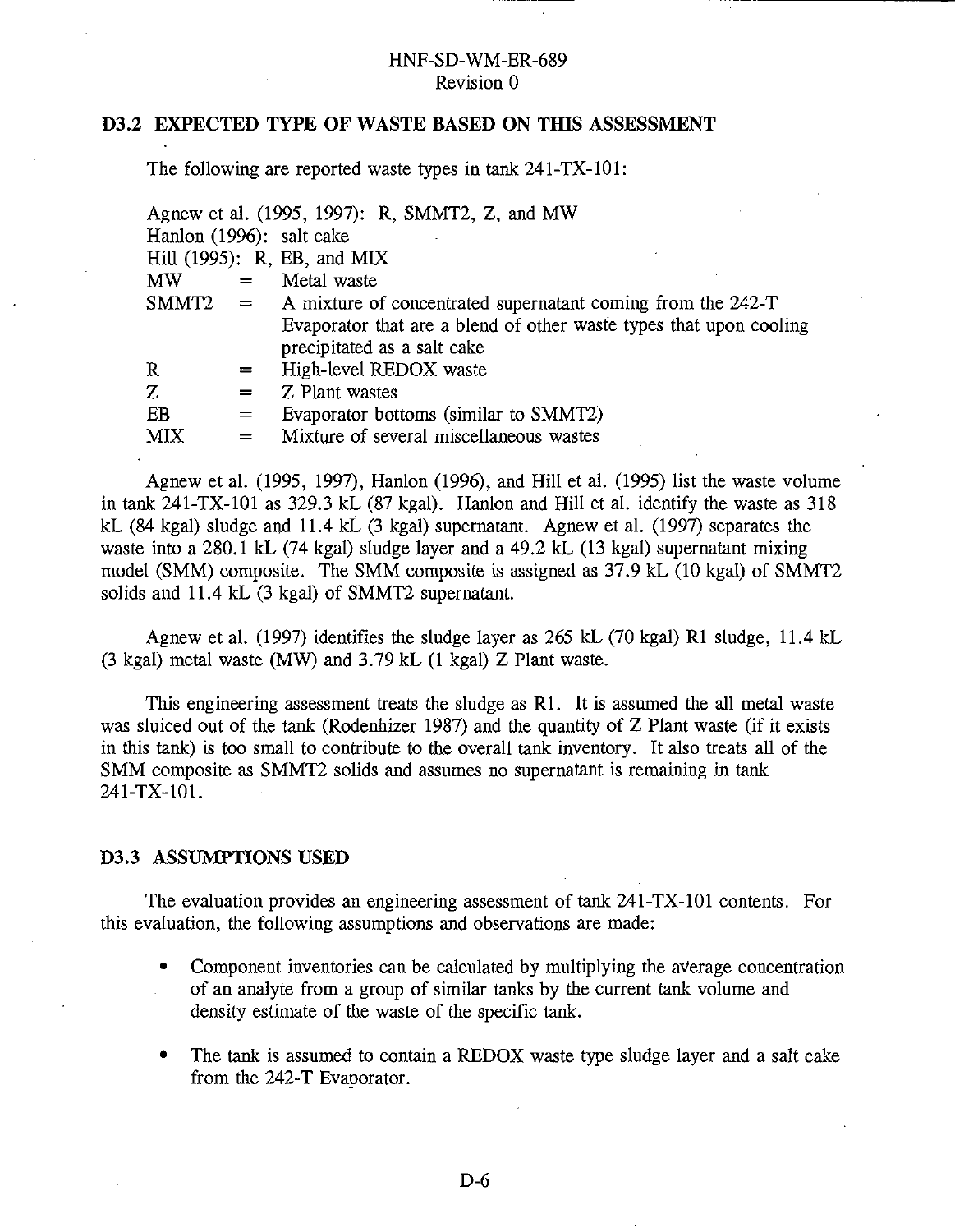### D3.2 EXPECTED TYPE OF WASTE BASED ON THIS ASSESSMENT

The following are reported waste types in tank 241-TX-101:

Agnew et al. (1995, 1997): R, SMMT2, Z, and MW
Hanlon (1996): salt cake
Hill (1995): R, EB, and MIX

| | | |
|---|---|---|
| MW | = | Metal waste |
| SMMT2 | = | A mixture of concentrated supernatant coming from the 242-T Evaporator that are a blend of other waste types that upon cooling precipitated as a salt cake |
| R | = | High-level REDOX waste |
| Z | = | Z Plant wastes |
| EB | = | Evaporator bottoms (similar to SMMT2) |
| MIX | = | Mixture of several miscellaneous wastes |

Agnew et al. (1995, 1997), Hanlon (1996), and Hill et al. (1995) list the waste volume in tank 241-TX-101 as 329.3 kL (87 kgal). Hanlon and Hill et al. identify the waste as 318 kL (84 kgal) sludge and 11.4 kL (3 kgal) supernatant. Agnew et al. (1997) separates the waste into a 280.1 kL (74 kgal) sludge layer and a 49.2 kL (13 kgal) supernatant mixing model (SMM) composite. The SMM composite is assigned as 37.9 kL (10 kgal) of SMMT2 solids and 11.4 kL (3 kgal) of SMMT2 supernatant.

Agnew et al. (1997) identifies the sludge layer as 265 kL (70 kgal) R1 sludge, 11.4 kL (3 kgal) metal waste (MW) and 3.79 kL (1 kgal) Z Plant waste.

This engineering assessment treats the sludge as R1. It is assumed the all metal waste was sluiced out of the tank (Rodenhizer 1987) and the quantity of Z Plant waste (if it exists in this tank) is too small to contribute to the overall tank inventory. It also treats all of the SMM composite as SMMT2 solids and assumes no supernatant is remaining in tank 241-TX-101.

### D3.3 ASSUMPTIONS USED

The evaluation provides an engineering assessment of tank 241-TX-101 contents. For this evaluation, the following assumptions and observations are made:

- Component inventories can be calculated by multiplying the average concentration of an analyte from a group of similar tanks by the current tank volume and density estimate of the waste of the specific tank.

- The tank is assumed to contain a REDOX waste type sludge layer and a salt cake from the 242-T Evaporator.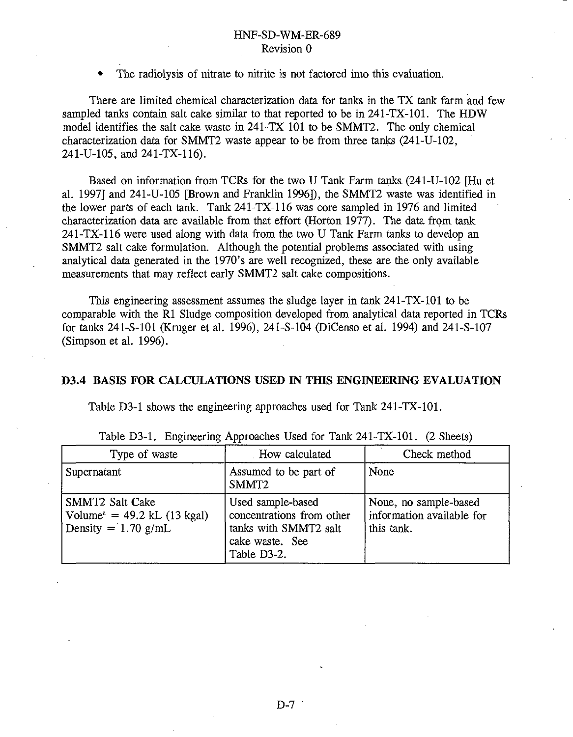- The radiolysis of nitrate to nitrite is not factored into this evaluation.

There are limited chemical characterization data for tanks in the TX tank farm and few sampled tanks contain salt cake similar to that reported to be in 241-TX-101. The HDW model identifies the salt cake waste in 241-TX-101 to be SMMT2. The only chemical characterization data for SMMT2 waste appear to be from three tanks (241-U-102, 241-U-105, and 241-TX-116).

Based on information from TCRs for the two U Tank Farm tanks (241-U-102 [Hu et al. 1997] and 241-U-105 [Brown and Franklin 1996]), the SMMT2 waste was identified in the lower parts of each tank. Tank 241-TX-116 was core sampled in 1976 and limited characterization data are available from that effort (Horton 1977). The data from tank 241-TX-116 were used along with data from the two U Tank Farm tanks to develop an SMMT2 salt cake formulation. Although the potential problems associated with using analytical data generated in the 1970's are well recognized, these are the only available measurements that may reflect early SMMT2 salt cake compositions.

This engineering assessment assumes the sludge layer in tank 241-TX-101 to be comparable with the R1 Sludge composition developed from analytical data reported in TCRs for tanks 241-S-101 (Kruger et al. 1996), 241-S-104 (DiCenso et al. 1994) and 241-S-107 (Simpson et al. 1996).

## D3.4 BASIS FOR CALCULATIONS USED IN THIS ENGINEERING EVALUATION

Table D3-1 shows the engineering approaches used for Tank 241-TX-101.

Table D3-1. Engineering Approaches Used for Tank 241-TX-101. (2 Sheets)

| Type of waste | How calculated | Check method |
|---|---|---|
| Supernatant | Assumed to be part of SMMT2 | None |
| SMMT2 Salt Cake<br>Volume[a] = 49.2 kL (13 kgal)<br>Density = 1.70 g/mL | Used sample-based concentrations from other tanks with SMMT2 salt cake waste. See Table D3-2. | None, no sample-based information available for this tank. |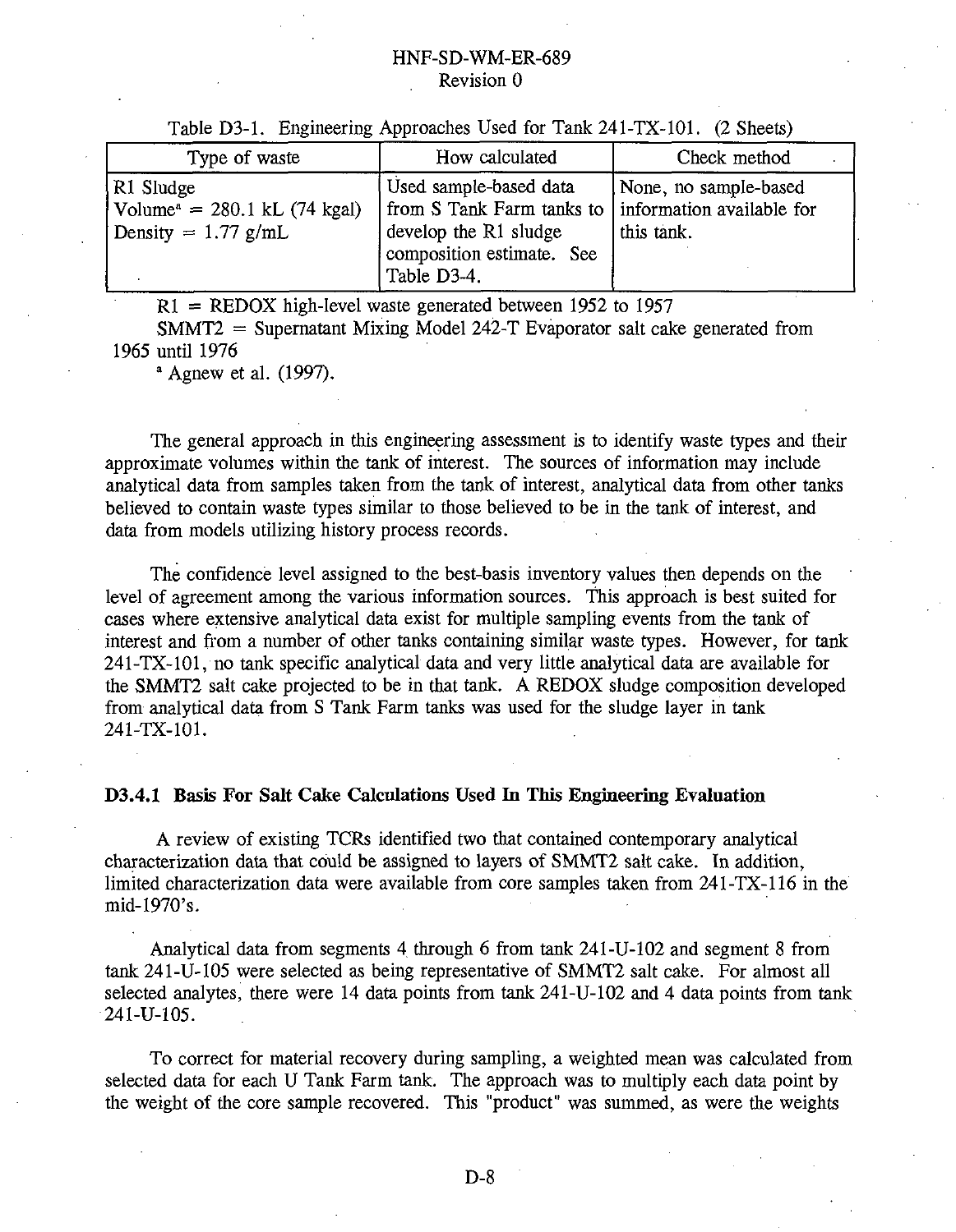Table D3-1. Engineering Approaches Used for Tank 241-TX-101. (2 Sheets)

| Type of waste | How calculated | Check method |
|---|---|---|
| R1 Sludge<br>Volume[a] = 280.1 kL (74 kgal)<br>Density = 1.77 g/mL | Used sample-based data from S Tank Farm tanks to develop the R1 sludge composition estimate. See Table D3-4. | None, no sample-based information available for this tank. |

R1 = REDOX high-level waste generated between 1952 to 1957

SMMT2 = Supernatant Mixing Model 242-T Evaporator salt cake generated from 1965 until 1976

[a] Agnew et al. (1997).

The general approach in this engineering assessment is to identify waste types and their approximate volumes within the tank of interest. The sources of information may include analytical data from samples taken from the tank of interest, analytical data from other tanks believed to contain waste types similar to those believed to be in the tank of interest, and data from models utilizing history process records.

The confidence level assigned to the best-basis inventory values then depends on the level of agreement among the various information sources. This approach is best suited for cases where extensive analytical data exist for multiple sampling events from the tank of interest and from a number of other tanks containing similar waste types. However, for tank 241-TX-101, no tank specific analytical data and very little analytical data are available for the SMMT2 salt cake projected to be in that tank. A REDOX sludge composition developed from analytical data from S Tank Farm tanks was used for the sludge layer in tank 241-TX-101.

### D3.4.1 Basis For Salt Cake Calculations Used In This Engineering Evaluation

A review of existing TCRs identified two that contained contemporary analytical characterization data that could be assigned to layers of SMMT2 salt cake. In addition, limited characterization data were available from core samples taken from 241-TX-116 in the mid-1970's.

Analytical data from segments 4 through 6 from tank 241-U-102 and segment 8 from tank 241-U-105 were selected as being representative of SMMT2 salt cake. For almost all selected analytes, there were 14 data points from tank 241-U-102 and 4 data points from tank 241-U-105.

To correct for material recovery during sampling, a weighted mean was calculated from selected data for each U Tank Farm tank. The approach was to multiply each data point by the weight of the core sample recovered. This "product" was summed, as were the weights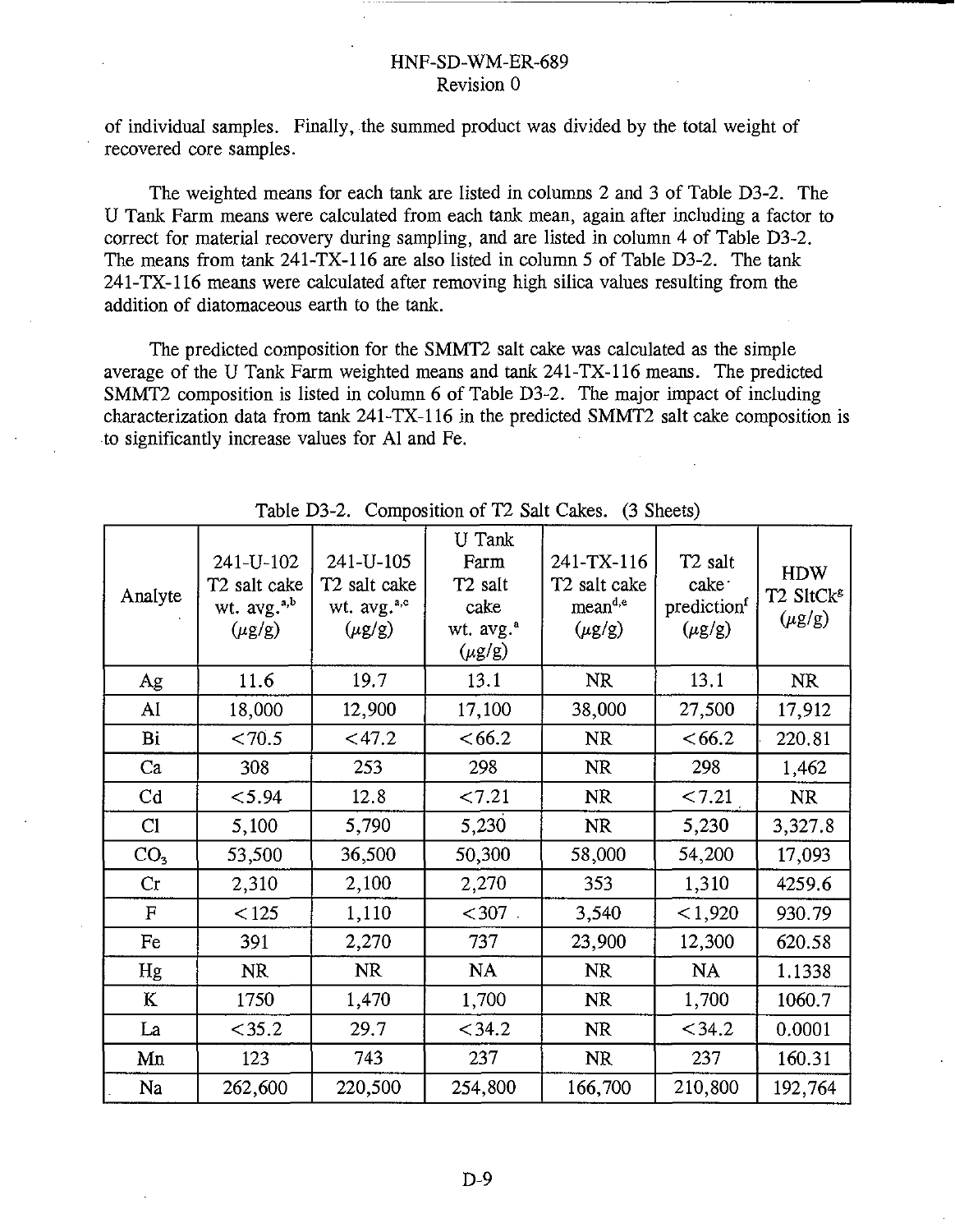of individual samples. Finally, the summed product was divided by the total weight of recovered core samples.

The weighted means for each tank are listed in columns 2 and 3 of Table D3-2. The U Tank Farm means were calculated from each tank mean, again after including a factor to correct for material recovery during sampling, and are listed in column 4 of Table D3-2. The means from tank 241-TX-116 are also listed in column 5 of Table D3-2. The tank 241-TX-116 means were calculated after removing high silica values resulting from the addition of diatomaceous earth to the tank.

The predicted composition for the SMMT2 salt cake was calculated as the simple average of the U Tank Farm weighted means and tank 241-TX-116 means. The predicted SMMT2 composition is listed in column 6 of Table D3-2. The major impact of including characterization data from tank 241-TX-116 in the predicted SMMT2 salt cake composition is to significantly increase values for Al and Fe.

Table D3-2. Composition of T2 Salt Cakes. (3 Sheets)

| Analyte | 241-U-102 T2 salt cake wt. avg.[a,b] (μg/g) | 241-U-105 T2 salt cake wt. avg.[a,c] (μg/g) | U Tank Farm T2 salt cake wt. avg.[a] (μg/g) | 241-TX-116 T2 salt cake mean[d,e] (μg/g) | T2 salt cake prediction[f] (μg/g) | HDW T2 SltCk[g] (μg/g) |
|---|---|---|---|---|---|---|
| Ag | 11.6 | 19.7 | 13.1 | NR | 13.1 | NR |
| Al | 18,000 | 12,900 | 17,100 | 38,000 | 27,500 | 17,912 |
| Bi | <70.5 | <47.2 | <66.2 | NR | <66.2 | 220.81 |
| Ca | 308 | 253 | 298 | NR | 298 | 1,462 |
| Cd | <5.94 | 12.8 | <7.21 | NR | <7.21 | NR |
| Cl | 5,100 | 5,790 | 5,230 | NR | 5,230 | 3,327.8 |
| $CO_3$ | 53,500 | 36,500 | 50,300 | 58,000 | 54,200 | 17,093 |
| Cr | 2,310 | 2,100 | 2,270 | 353 | 1,310 | 4259.6 |
| F | <125 | 1,110 | <307 | 3,540 | <1,920 | 930.79 |
| Fe | 391 | 2,270 | 737 | 23,900 | 12,300 | 620.58 |
| Hg | NR | NR | NA | NR | NA | 1.1338 |
| K | 1750 | 1,470 | 1,700 | NR | 1,700 | 1060.7 |
| La | <35.2 | 29.7 | <34.2 | NR | <34.2 | 0.0001 |
| Mn | 123 | 743 | 237 | NR | 237 | 160.31 |
| Na | 262,600 | 220,500 | 254,800 | 166,700 | 210,800 | 192,764 |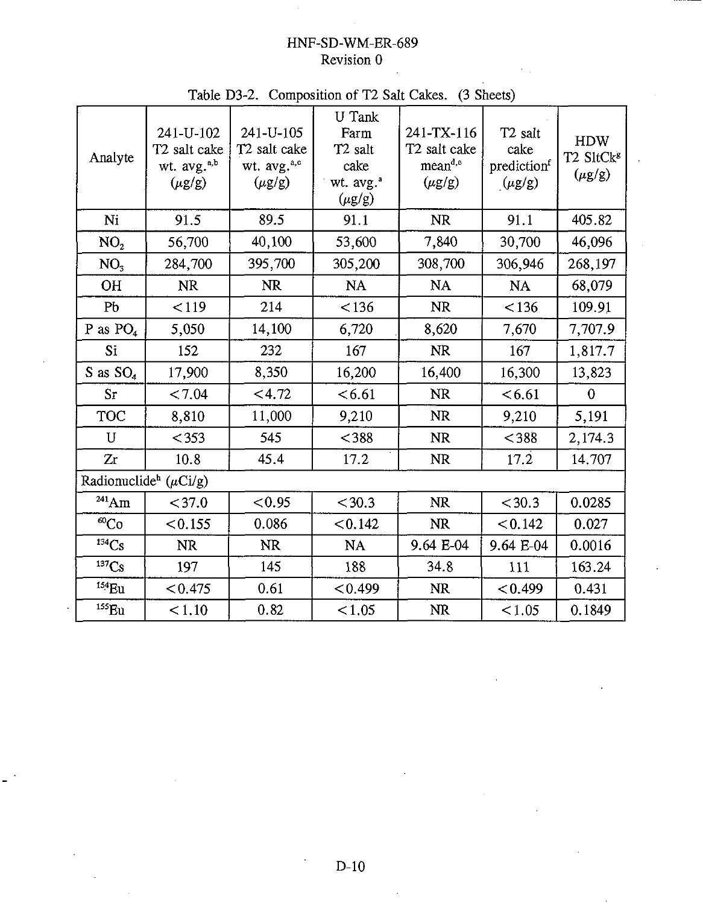Table D3-2. Composition of T2 Salt Cakes. (3 Sheets)

| Analyte | 241-U-102 T2 salt cake wt. avg.[a,b] (μg/g) | 241-U-105 T2 salt cake wt. avg.[a,c] (μg/g) | U Tank Farm T2 salt cake wt. avg.[a] (μg/g) | 241-TX-116 T2 salt cake mean[d,e] (μg/g) | T2 salt cake prediction[f] (μg/g) | HDW T2 SltCk[g] (μg/g) |
|---|---|---|---|---|---|---|
| Ni | 91.5 | 89.5 | 91.1 | NR | 91.1 | 405.82 |
| $NO_2$ | 56,700 | 40,100 | 53,600 | 7,840 | 30,700 | 46,096 |
| $NO_3$ | 284,700 | 395,700 | 305,200 | 308,700 | 306,946 | 268,197 |
| OH | NR | NR | NA | NA | NA | 68,079 |
| Pb | <119 | 214 | <136 | NR | <136 | 109.91 |
| P as $PO_4$ | 5,050 | 14,100 | 6,720 | 8,620 | 7,670 | 7,707.9 |
| Si | 152 | 232 | 167 | NR | 167 | 1,817.7 |
| S as $SO_4$ | 17,900 | 8,350 | 16,200 | 16,400 | 16,300 | 13,823 |
| Sr | <7.04 | <4.72 | <6.61 | NR | <6.61 | 0 |
| TOC | 8,810 | 11,000 | 9,210 | NR | 9,210 | 5,191 |
| U | <353 | 545 | <388 | NR | <388 | 2,174.3 |
| Zr | 10.8 | 45.4 | 17.2 | NR | 17.2 | 14.707 |
| Radionuclide[h] (μCi/g) | | | | | | |
| $^{241}Am$ | <37.0 | <0.95 | <30.3 | NR | <30.3 | 0.0285 |
| $^{60}Co$ | <0.155 | 0.086 | <0.142 | NR | <0.142 | 0.027 |
| $^{134}Cs$ | NR | NR | NA | 9.64 E-04 | 9.64 E-04 | 0.0016 |
| $^{137}Cs$ | 197 | 145 | 188 | 34.8 | 111 | 163.24 |
| $^{154}Eu$ | <0.475 | 0.61 | <0.499 | NR | <0.499 | 0.431 |
| $^{155}Eu$ | <1.10 | 0.82 | <1.05 | NR | <1.05 | 0.1849 |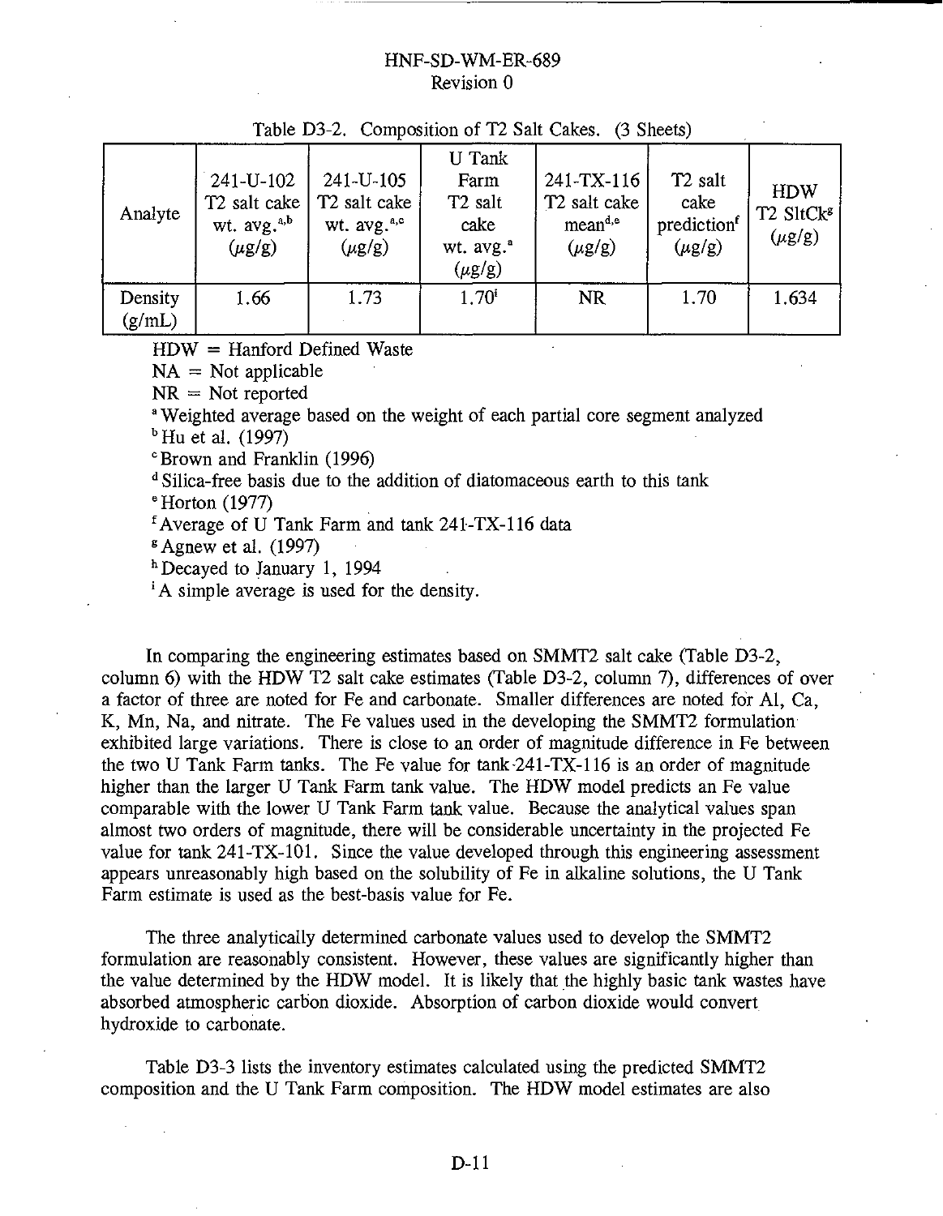Table D3-2. Composition of T2 Salt Cakes. (3 Sheets)

| Analyte | 241-U-102 T2 salt cake wt. avg.[a,b] (μg/g) | 241-U-105 T2 salt cake wt. avg.[a,c] (μg/g) | U Tank Farm T2 salt cake wt. avg.[a] (μg/g) | 241-TX-116 T2 salt cake mean[d,e] (μg/g) | T2 salt cake prediction[f] (μg/g) | HDW T2 SltCk[g] (μg/g) |
|---|---|---|---|---|---|---|
| Density (g/mL) | 1.66 | 1.73 | 1.70[i] | NR | 1.70 | 1.634 |

HDW = Hanford Defined Waste

NA = Not applicable

NR = Not reported

[a] Weighted average based on the weight of each partial core segment analyzed

[b] Hu et al. (1997)

[c] Brown and Franklin (1996)

[d] Silica-free basis due to the addition of diatomaceous earth to this tank

[e] Horton (1977)

[f] Average of U Tank Farm and tank 241-TX-116 data

[g] Agnew et al. (1997)

[h] Decayed to January 1, 1994

[i] A simple average is used for the density.

In comparing the engineering estimates based on SMMT2 salt cake (Table D3-2, column 6) with the HDW T2 salt cake estimates (Table D3-2, column 7), differences of over a factor of three are noted for Fe and carbonate. Smaller differences are noted for Al, Ca, K, Mn, Na, and nitrate. The Fe values used in the developing the SMMT2 formulation exhibited large variations. There is close to an order of magnitude difference in Fe between the two U Tank Farm tanks. The Fe value for tank 241-TX-116 is an order of magnitude higher than the larger U Tank Farm tank value. The HDW model predicts an Fe value comparable with the lower U Tank Farm tank value. Because the analytical values span almost two orders of magnitude, there will be considerable uncertainty in the projected Fe value for tank 241-TX-101. Since the value developed through this engineering assessment appears unreasonably high based on the solubility of Fe in alkaline solutions, the U Tank Farm estimate is used as the best-basis value for Fe.

The three analytically determined carbonate values used to develop the SMMT2 formulation are reasonably consistent. However, these values are significantly higher than the value determined by the HDW model. It is likely that the highly basic tank wastes have absorbed atmospheric carbon dioxide. Absorption of carbon dioxide would convert hydroxide to carbonate.

Table D3-3 lists the inventory estimates calculated using the predicted SMMT2 composition and the U Tank Farm composition. The HDW model estimates are also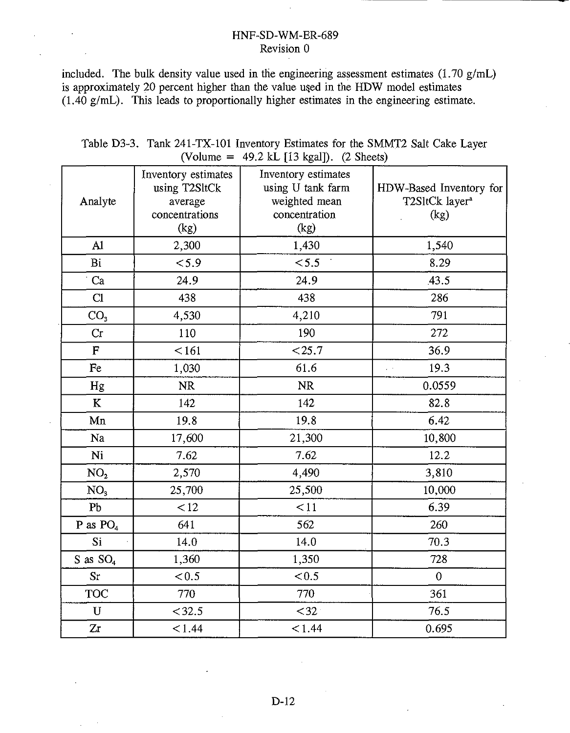included. The bulk density value used in the engineering assessment estimates (1.70 g/mL) is approximately 20 percent higher than the value used in the HDW model estimates (1.40 g/mL). This leads to proportionally higher estimates in the engineering estimate.

Table D3-3. Tank 241-TX-101 Inventory Estimates for the SMMT2 Salt Cake Layer (Volume = 49.2 kL [13 kgal]). (2 Sheets)

| Analyte | Inventory estimates using T2SltCk average concentrations (kg) | Inventory estimates using U tank farm weighted mean concentration (kg) | HDW-Based Inventory for T2SltCk layer[a] (kg) |
|---|---|---|---|
| Al | 2,300 | 1,430 | 1,540 |
| Bi | <5.9 | <5.5 | 8.29 |
| Ca | 24.9 | 24.9 | 43.5 |
| Cl | 438 | 438 | 286 |
| $CO_3$ | 4,530 | 4,210 | 791 |
| Cr | 110 | 190 | 272 |
| F | <161 | <25.7 | 36.9 |
| Fe | 1,030 | 61.6 | 19.3 |
| Hg | NR | NR | 0.0559 |
| K | 142 | 142 | 82.8 |
| Mn | 19.8 | 19.8 | 6.42 |
| Na | 17,600 | 21,300 | 10,800 |
| Ni | 7.62 | 7.62 | 12.2 |
| $NO_2$ | 2,570 | 4,490 | 3,810 |
| $NO_3$ | 25,700 | 25,500 | 10,000 |
| Pb | <12 | <11 | 6.39 |
| P as $PO_4$ | 641 | 562 | 260 |
| Si | 14.0 | 14.0 | 70.3 |
| S as $SO_4$ | 1,360 | 1,350 | 728 |
| Sr | <0.5 | <0.5 | 0 |
| TOC | 770 | 770 | 361 |
| U | <32.5 | <32 | 76.5 |
| Zr | <1.44 | <1.44 | 0.695 |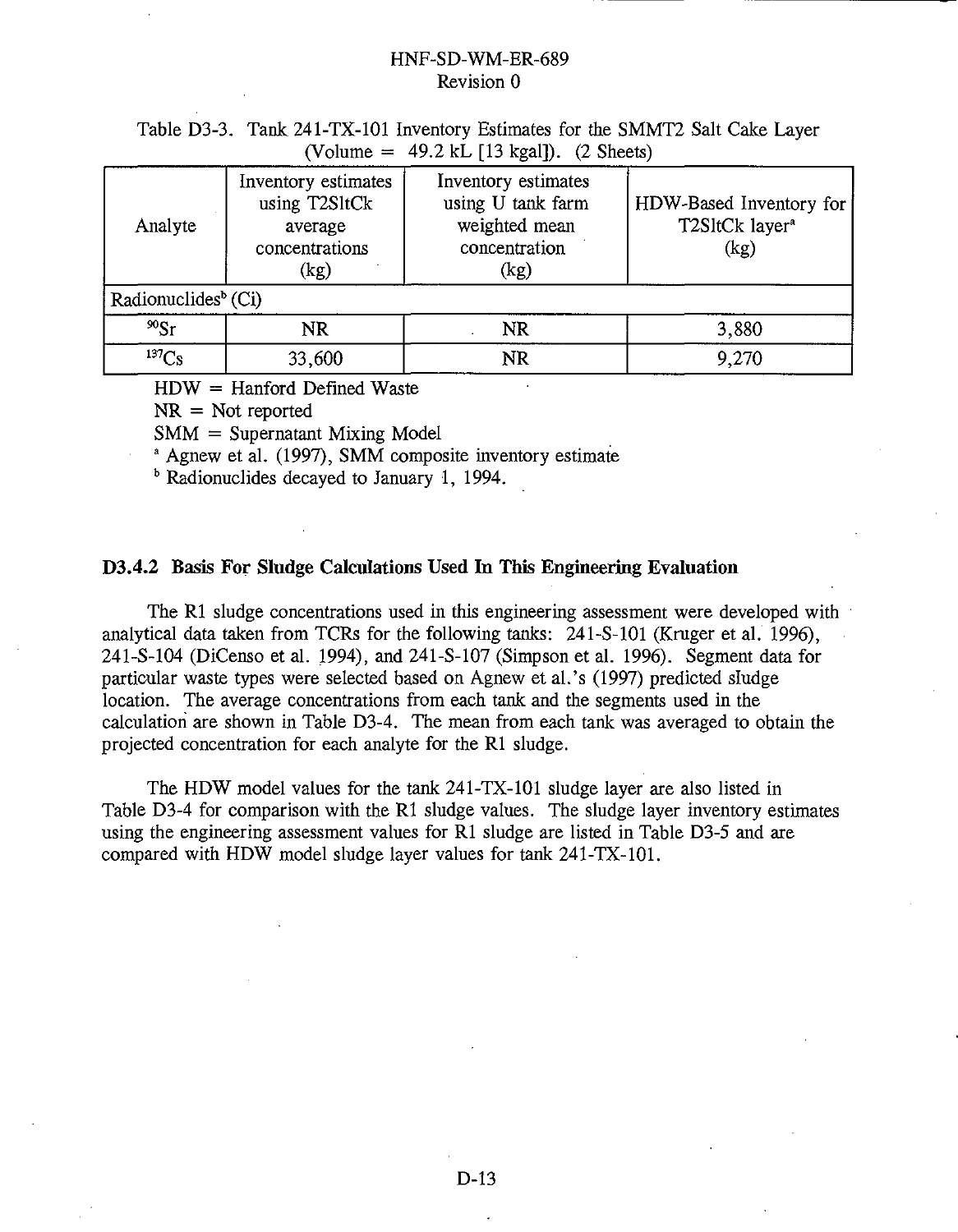Table D3-3. Tank 241-TX-101 Inventory Estimates for the SMMT2 Salt Cake Layer (Volume = 49.2 kL [13 kgal]). (2 Sheets)

| Analyte | Inventory estimates using T2SltCk average concentrations (kg) | Inventory estimates using U tank farm weighted mean concentration (kg) | HDW-Based Inventory for T2SltCk layer[a] (kg) |
|---|---|---|---|
| Radionuclides[b] (Ci) | | | |
| $^{90}Sr$ | NR | NR | 3,880 |
| $^{137}Cs$ | 33,600 | NR | 9,270 |

HDW = Hanford Defined Waste

NR = Not reported

SMM = Supernatant Mixing Model

[a] Agnew et al. (1997), SMM composite inventory estimate

[b] Radionuclides decayed to January 1, 1994.

### D3.4.2 Basis For Sludge Calculations Used In This Engineering Evaluation

The R1 sludge concentrations used in this engineering assessment were developed with analytical data taken from TCRs for the following tanks: 241-S-101 (Kruger et al. 1996), 241-S-104 (DiCenso et al. 1994), and 241-S-107 (Simpson et al. 1996). Segment data for particular waste types were selected based on Agnew et al.'s (1997) predicted sludge location. The average concentrations from each tank and the segments used in the calculation are shown in Table D3-4. The mean from each tank was averaged to obtain the projected concentration for each analyte for the R1 sludge.

The HDW model values for the tank 241-TX-101 sludge layer are also listed in Table D3-4 for comparison with the R1 sludge values. The sludge layer inventory estimates using the engineering assessment values for R1 sludge are listed in Table D3-5 and are compared with HDW model sludge layer values for tank 241-TX-101.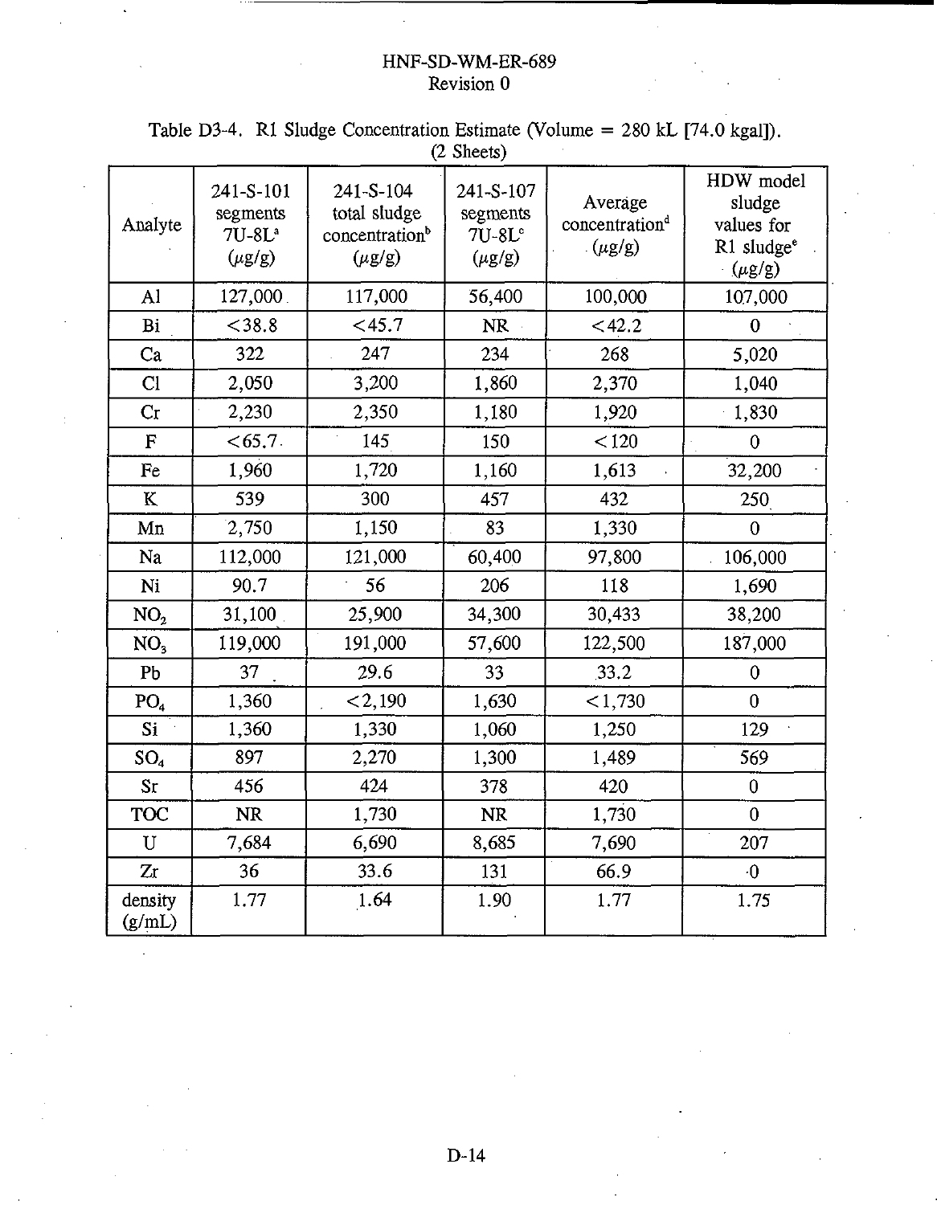Table D3-4. R1 Sludge Concentration Estimate (Volume = 280 kL [74.0 kgal]). (2 Sheets)

| Analyte | 241-S-101 segments 7U-8L[a] (μg/g) | 241-S-104 total sludge concentration[b] (μg/g) | 241-S-107 segments 7U-8L[c] (μg/g) | Average concentration[d] (μg/g) | HDW model sludge values for R1 sludge[e] (μg/g) |
|---|---|---|---|---|---|
| Al | 127,000 | 117,000 | 56,400 | 100,000 | 107,000 |
| Bi | <38.8 | <45.7 | NR | <42.2 | 0 |
| Ca | 322 | 247 | 234 | 268 | 5,020 |
| Cl | 2,050 | 3,200 | 1,860 | 2,370 | 1,040 |
| Cr | 2,230 | 2,350 | 1,180 | 1,920 | 1,830 |
| F | <65.7 | 145 | 150 | <120 | 0 |
| Fe | 1,960 | 1,720 | 1,160 | 1,613 | 32,200 |
| K | 539 | 300 | 457 | 432 | 250 |
| Mn | 2,750 | 1,150 | 83 | 1,330 | 0 |
| Na | 112,000 | 121,000 | 60,400 | 97,800 | 106,000 |
| Ni | 90.7 | 56 | 206 | 118 | 1,690 |
| $NO_2$ | 31,100 | 25,900 | 34,300 | 30,433 | 38,200 |
| $NO_3$ | 119,000 | 191,000 | 57,600 | 122,500 | 187,000 |
| Pb | 37 | 29.6 | 33 | 33.2 | 0 |
| $PO_4$ | 1,360 | <2,190 | 1,630 | <1,730 | 0 |
| Si | 1,360 | 1,330 | 1,060 | 1,250 | 129 |
| $SO_4$ | 897 | 2,270 | 1,300 | 1,489 | 569 |
| Sr | 456 | 424 | 378 | 420 | 0 |
| TOC | NR | 1,730 | NR | 1,730 | 0 |
| U | 7,684 | 6,690 | 8,685 | 7,690 | 207 |
| Zr | 36 | 33.6 | 131 | 66.9 | 0 |
| density (g/mL) | 1.77 | 1.64 | 1.90 | 1.77 | 1.75 |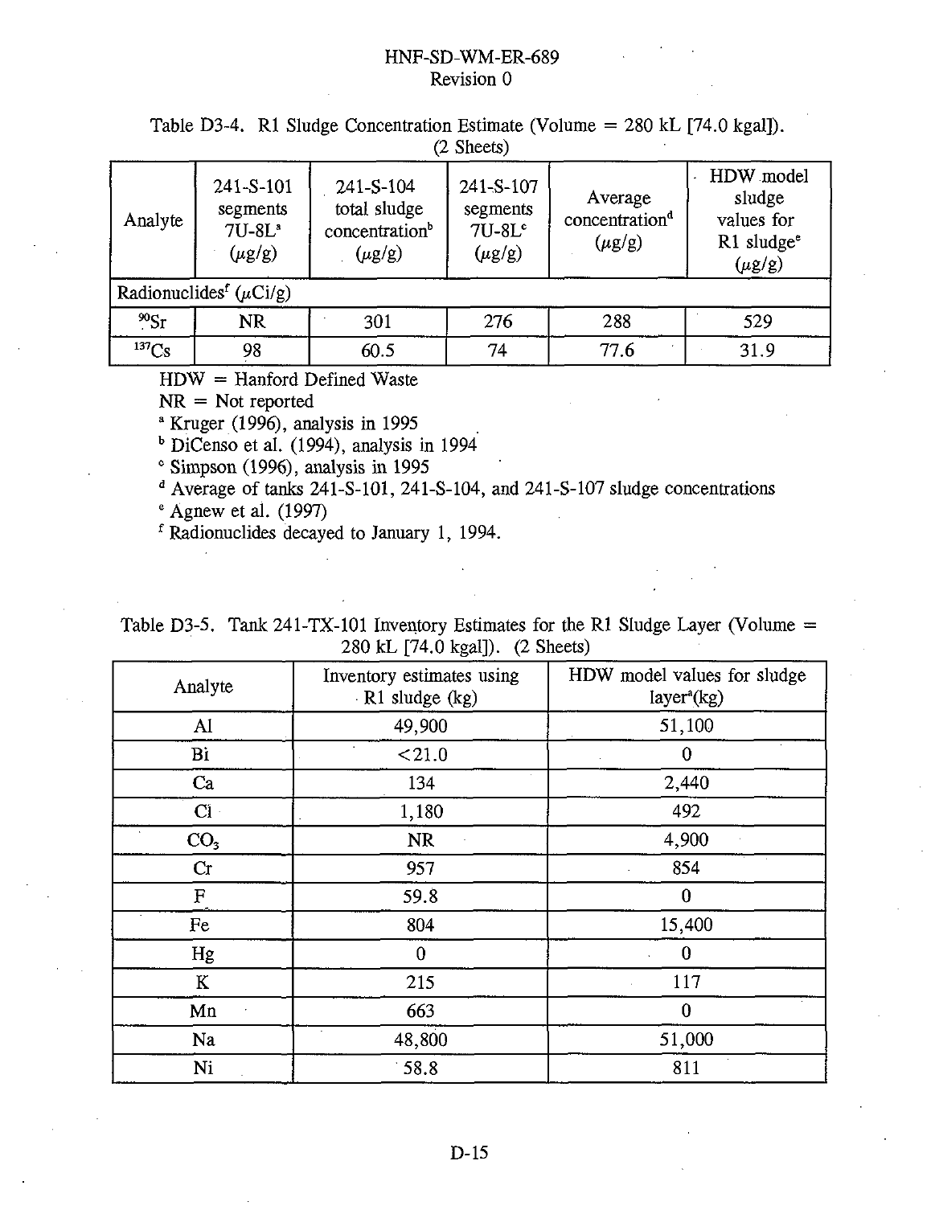Table D3-4. R1 Sludge Concentration Estimate (Volume = 280 kL [74.0 kgal]). (2 Sheets)

| Analyte | 241-S-101 segments 7U-8L[a] (µg/g) | 241-S-104 total sludge concentration[b] (µg/g) | 241-S-107 segments 7U-8L[c] (µg/g) | Average concentration[d] (µg/g) | HDW model sludge values for R1 sludge[e] (µg/g) |
|---|---|---|---|---|---|
| Radionuclides[f] (µCi/g) | | | | | |
| $^{90}$Sr | NR | 301 | 276 | 288 | 529 |
| $^{137}$Cs | 98 | 60.5 | 74 | 77.6 | 31.9 |

HDW = Hanford Defined Waste

NR = Not reported

[a] Kruger (1996), analysis in 1995

[b] DiCenso et al. (1994), analysis in 1994

[c] Simpson (1996), analysis in 1995

[d] Average of tanks 241-S-101, 241-S-104, and 241-S-107 sludge concentrations

[e] Agnew et al. (1997)

[f] Radionuclides decayed to January 1, 1994.

Table D3-5. Tank 241-TX-101 Inventory Estimates for the R1 Sludge Layer (Volume = 280 kL [74.0 kgal]). (2 Sheets)

| Analyte | Inventory estimates using R1 sludge (kg) | HDW model values for sludge layer[a](kg) |
|---|---|---|
| Al | 49,900 | 51,100 |
| Bi | <21.0 | 0 |
| Ca | 134 | 2,440 |
| Cl | 1,180 | 492 |
| $CO_3$ | NR | 4,900 |
| Cr | 957 | 854 |
| F | 59.8 | 0 |
| Fe | 804 | 15,400 |
| Hg | 0 | 0 |
| K | 215 | 117 |
| Mn | 663 | 0 |
| Na | 48,800 | 51,000 |
| Ni | 58.8 | 811 |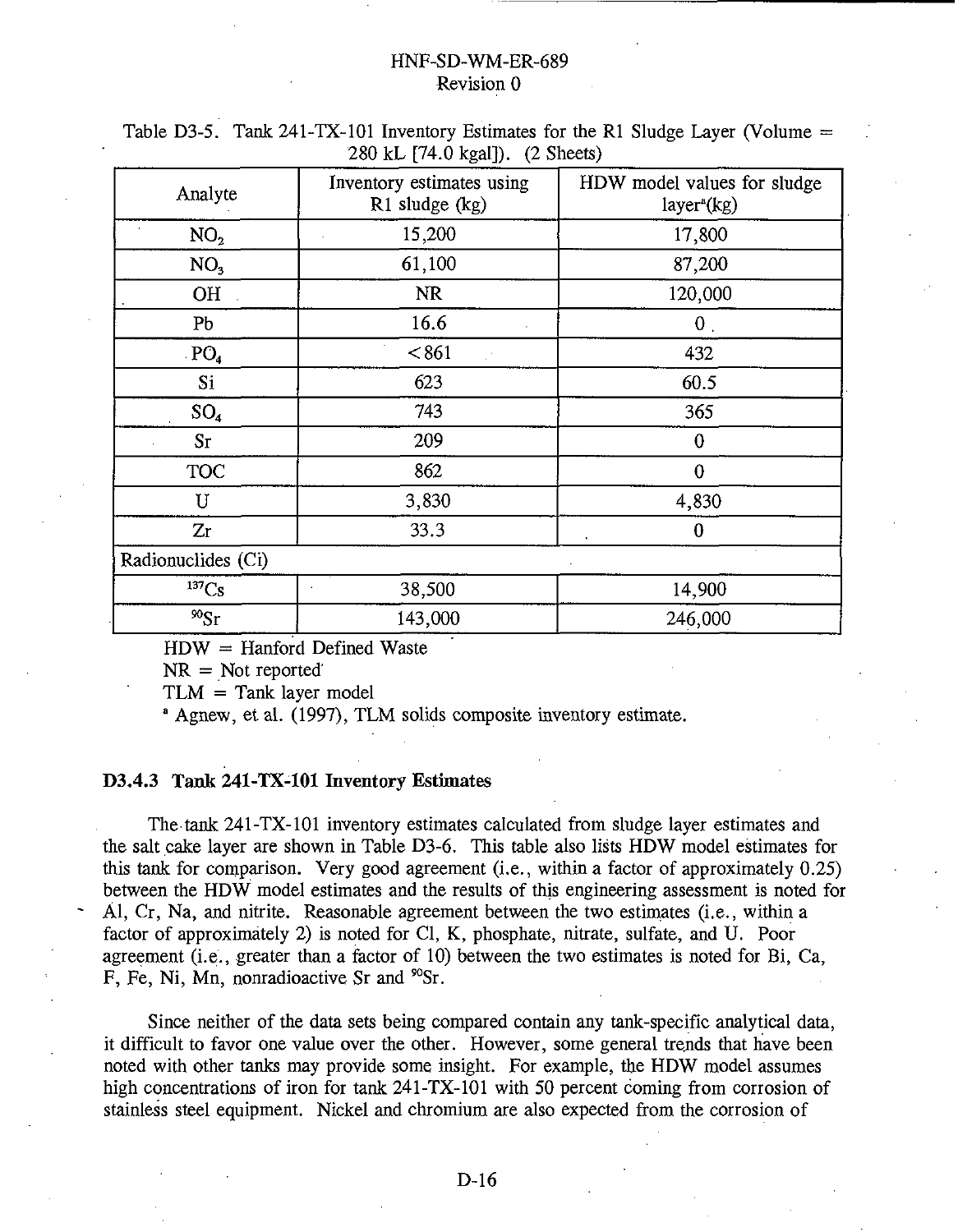Table D3-5. Tank 241-TX-101 Inventory Estimates for the R1 Sludge Layer (Volume = 280 kL [74.0 kgal]). (2 Sheets)

| Analyte | Inventory estimates using R1 sludge (kg) | HDW model values for sludge layer[a](kg) |
|---|---|---|
| $NO_2$ | 15,200 | 17,800 |
| $NO_3$ | 61,100 | 87,200 |
| OH | NR | 120,000 |
| Pb | 16.6 | 0 |
| $PO_4$ | <861 | 432 |
| Si | 623 | 60.5 |
| $SO_4$ | 743 | 365 |
| Sr | 209 | 0 |
| TOC | 862 | 0 |
| U | 3,830 | 4,830 |
| Zr | 33.3 | 0 |
| Radionuclides (Ci) | | |
| $^{137}Cs$ | 38,500 | 14,900 |
| $^{90}Sr$ | 143,000 | 246,000 |

HDW = Hanford Defined Waste

NR = Not reported

TLM = Tank layer model

[a] Agnew, et al. (1997), TLM solids composite inventory estimate.

### D3.4.3 Tank 241-TX-101 Inventory Estimates

The tank 241-TX-101 inventory estimates calculated from sludge layer estimates and the salt cake layer are shown in Table D3-6. This table also lists HDW model estimates for this tank for comparison. Very good agreement (i.e., within a factor of approximately 0.25) between the HDW model estimates and the results of this engineering assessment is noted for Al, Cr, Na, and nitrite. Reasonable agreement between the two estimates (i.e., within a factor of approximately 2) is noted for Cl, K, phosphate, nitrate, sulfate, and U. Poor agreement (i.e., greater than a factor of 10) between the two estimates is noted for Bi, Ca, F, Fe, Ni, Mn, nonradioactive Sr and $^{90}Sr$.

Since neither of the data sets being compared contain any tank-specific analytical data, it difficult to favor one value over the other. However, some general trends that have been noted with other tanks may provide some insight. For example, the HDW model assumes high concentrations of iron for tank 241-TX-101 with 50 percent coming from corrosion of stainless steel equipment. Nickel and chromium are also expected from the corrosion of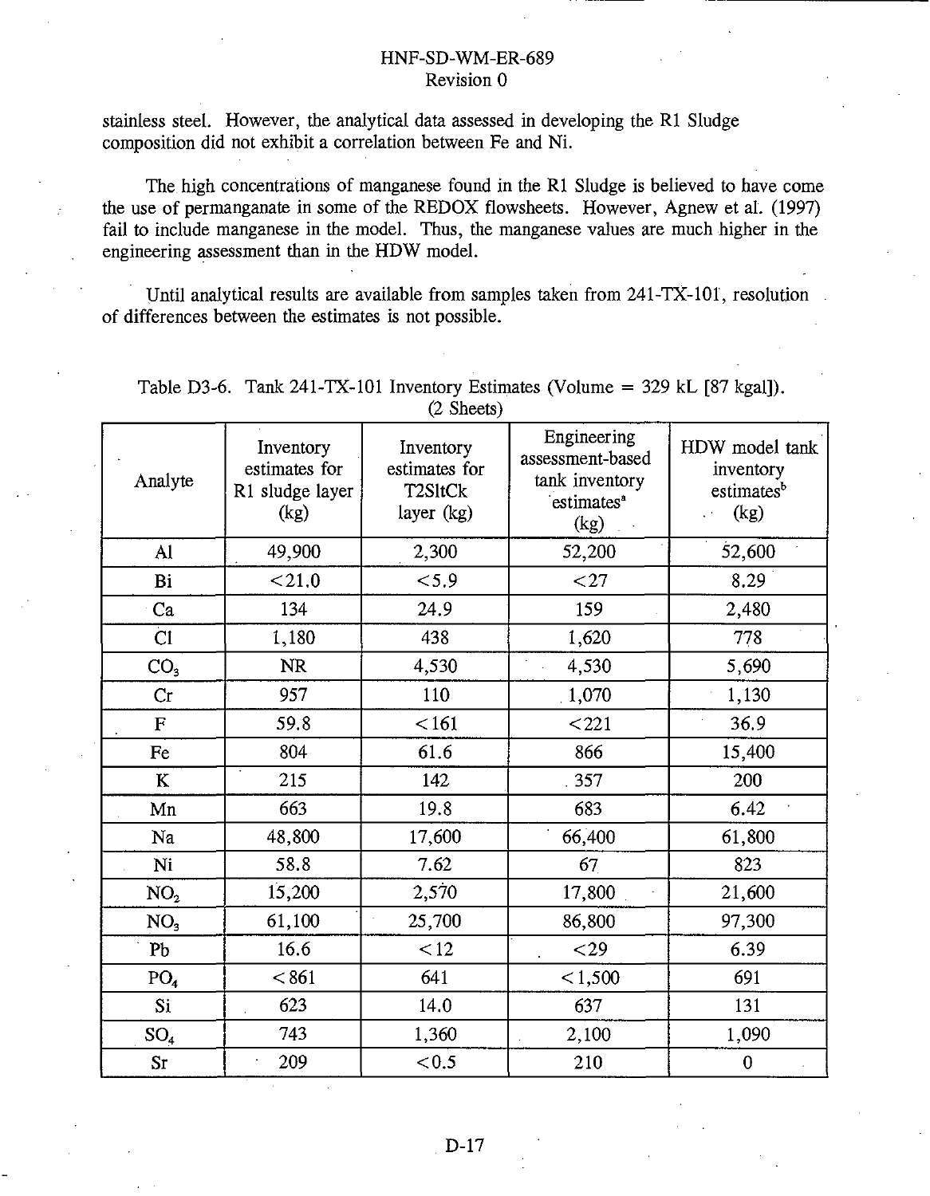stainless steel. However, the analytical data assessed in developing the R1 Sludge composition did not exhibit a correlation between Fe and Ni.

The high concentrations of manganese found in the R1 Sludge is believed to have come the use of permanganate in some of the REDOX flowsheets. However, Agnew et al. (1997) fail to include manganese in the model. Thus, the manganese values are much higher in the engineering assessment than in the HDW model.

Until analytical results are available from samples taken from 241-TX-101, resolution of differences between the estimates is not possible.

Table D3-6. Tank 241-TX-101 Inventory Estimates (Volume = 329 kL [87 kgal]). (2 Sheets)

| Analyte | Inventory estimates for R1 sludge layer (kg) | Inventory estimates for T2SltCk layer (kg) | Engineering assessment-based tank inventory estimates[a] (kg) | HDW model tank inventory estimates[b] (kg) |
|---|---|---|---|---|
| Al | 49,900 | 2,300 | 52,200 | 52,600 |
| Bi | <21.0 | <5.9 | <27 | 8.29 |
| Ca | 134 | 24.9 | 159 | 2,480 |
| Cl | 1,180 | 438 | 1,620 | 778 |
| $CO_3$ | NR | 4,530 | 4,530 | 5,690 |
| Cr | 957 | 110 | 1,070 | 1,130 |
| F | 59.8 | <161 | <221 | 36.9 |
| Fe | 804 | 61.6 | 866 | 15,400 |
| K | 215 | 142 | 357 | 200 |
| Mn | 663 | 19.8 | 683 | 6.42 |
| Na | 48,800 | 17,600 | 66,400 | 61,800 |
| Ni | 58.8 | 7.62 | 67 | 823 |
| $NO_2$ | 15,200 | 2,570 | 17,800 | 21,600 |
| $NO_3$ | 61,100 | 25,700 | 86,800 | 97,300 |
| Pb | 16.6 | <12 | <29 | 6.39 |
| $PO_4$ | <861 | 641 | <1,500 | 691 |
| Si | 623 | 14.0 | 637 | 131 |
| $SO_4$ | 743 | 1,360 | 2,100 | 1,090 |
| Sr | 209 | <0.5 | 210 | 0 |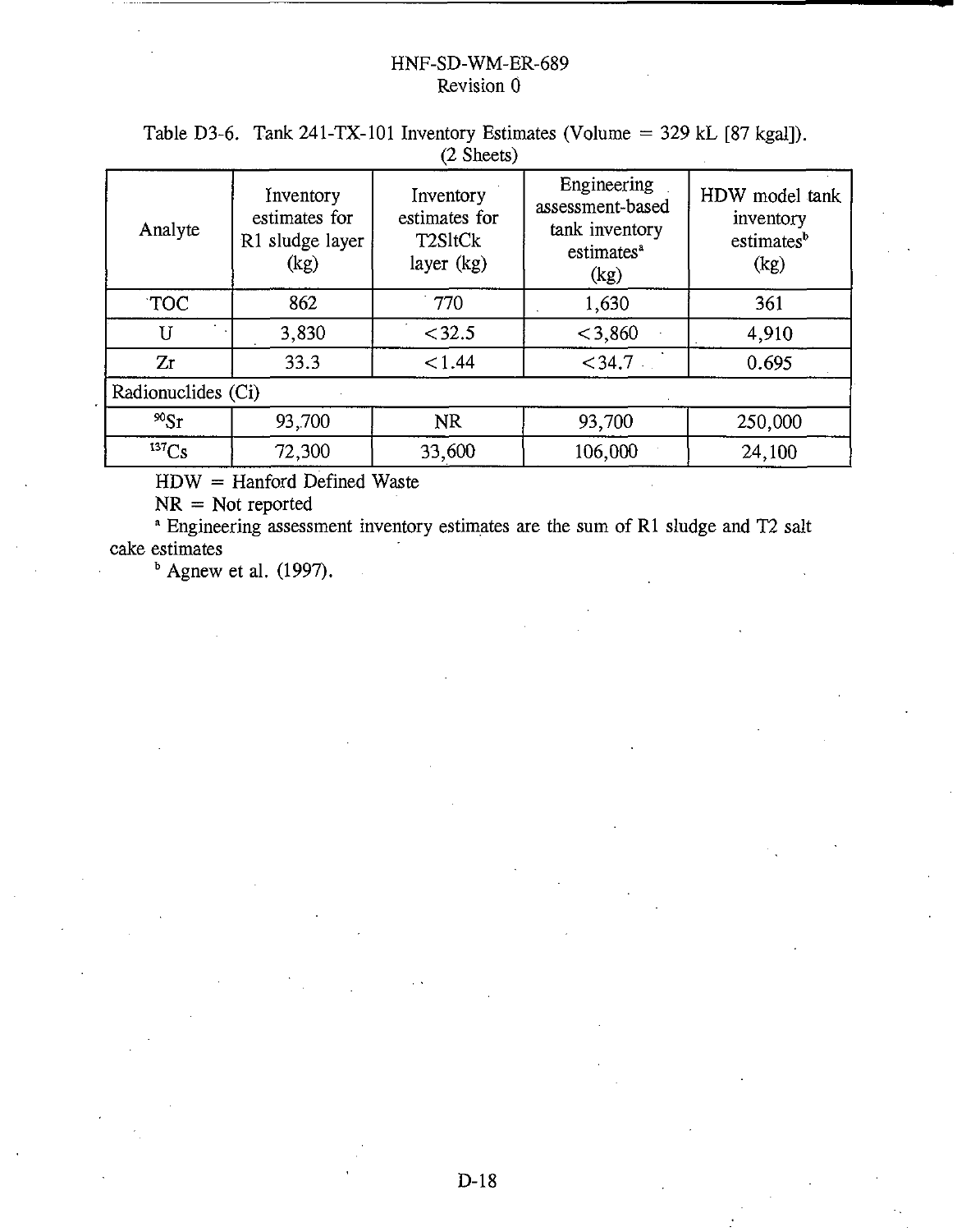Table D3-6. Tank 241-TX-101 Inventory Estimates (Volume = 329 kL [87 kgal]). (2 Sheets)

| Analyte | Inventory estimates for R1 sludge layer (kg) | Inventory estimates for T2SltCk layer (kg) | Engineering assessment-based tank inventory estimates[a] (kg) | HDW model tank inventory estimates[b] (kg) |
|---|---|---|---|---|
| TOC | 862 | 770 | 1,630 | 361 |
| U | 3,830 | <32.5 | <3,860 | 4,910 |
| Zr | 33.3 | <1.44 | <34.7 | 0.695 |
| Radionuclides (Ci) | | | | |
| $^{90}Sr$ | 93,700 | NR | 93,700 | 250,000 |
| $^{137}Cs$ | 72,300 | 33,600 | 106,000 | 24,100 |

HDW = Hanford Defined Waste

NR = Not reported

[a] Engineering assessment inventory estimates are the sum of R1 sludge and T2 salt cake estimates

[b] Agnew et al. (1997).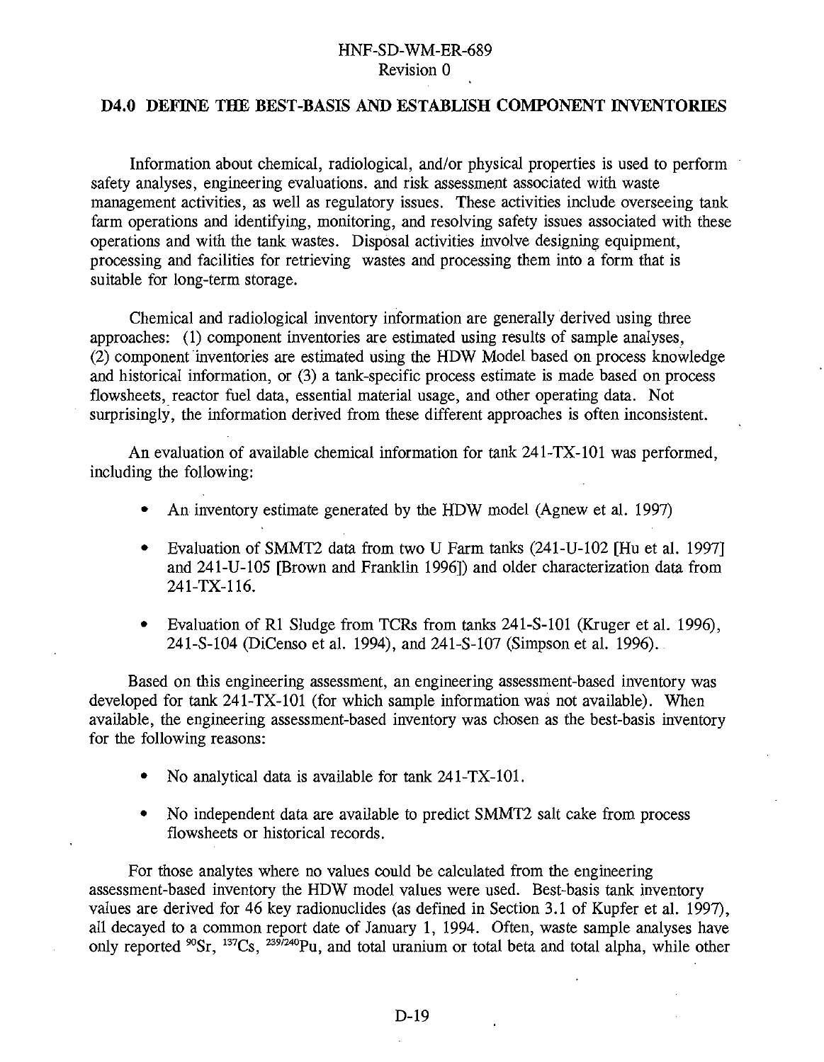## D4.0 DEFINE THE BEST-BASIS AND ESTABLISH COMPONENT INVENTORIES

Information about chemical, radiological, and/or physical properties is used to perform safety analyses, engineering evaluations. and risk assessment associated with waste management activities, as well as regulatory issues. These activities include overseeing tank farm operations and identifying, monitoring, and resolving safety issues associated with these operations and with the tank wastes. Disposal activities involve designing equipment, processing and facilities for retrieving wastes and processing them into a form that is suitable for long-term storage.

Chemical and radiological inventory information are generally derived using three approaches: (1) component inventories are estimated using results of sample analyses, (2) component inventories are estimated using the HDW Model based on process knowledge and historical information, or (3) a tank-specific process estimate is made based on process flowsheets, reactor fuel data, essential material usage, and other operating data. Not surprisingly, the information derived from these different approaches is often inconsistent.

An evaluation of available chemical information for tank 241-TX-101 was performed, including the following:

- An inventory estimate generated by the HDW model (Agnew et al. 1997)
- Evaluation of SMMT2 data from two U Farm tanks (241-U-102 [Hu et al. 1997] and 241-U-105 [Brown and Franklin 1996]) and older characterization data from 241-TX-116.
- Evaluation of R1 Sludge from TCRs from tanks 241-S-101 (Kruger et al. 1996), 241-S-104 (DiCenso et al. 1994), and 241-S-107 (Simpson et al. 1996).

Based on this engineering assessment, an engineering assessment-based inventory was developed for tank 241-TX-101 (for which sample information was not available). When available, the engineering assessment-based inventory was chosen as the best-basis inventory for the following reasons:

- No analytical data is available for tank 241-TX-101.
- No independent data are available to predict SMMT2 salt cake from process flowsheets or historical records.

For those analytes where no values could be calculated from the engineering assessment-based inventory the HDW model values were used. Best-basis tank inventory values are derived for 46 key radionuclides (as defined in Section 3.1 of Kupfer et al. 1997), all decayed to a common report date of January 1, 1994. Often, waste sample analyses have only reported $^{90}Sr$, $^{137}Cs$, $^{239/240}Pu$, and total uranium or total beta and total alpha, while other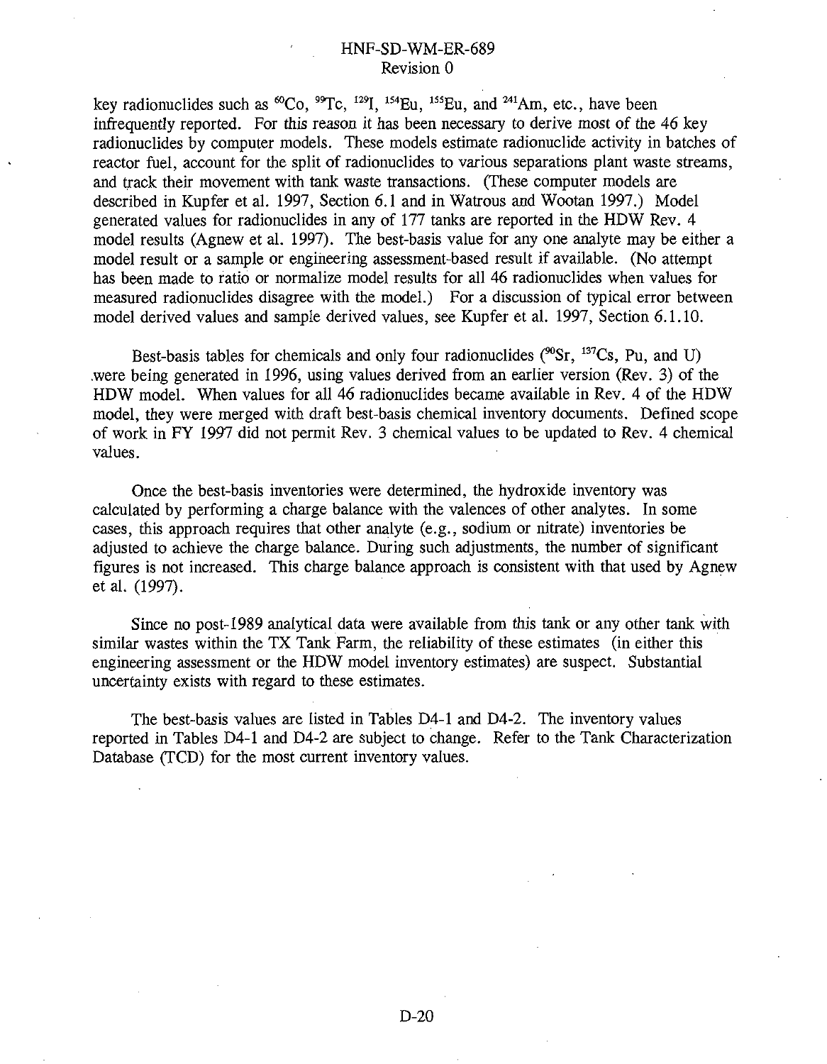key radionuclides such as $^{60}Co$, $^{99}Tc$, $^{129}I$, $^{154}Eu$, $^{155}Eu$, and $^{241}Am$, etc., have been infrequently reported. For this reason it has been necessary to derive most of the 46 key radionuclides by computer models. These models estimate radionuclide activity in batches of reactor fuel, account for the split of radionuclides to various separations plant waste streams, and track their movement with tank waste transactions. (These computer models are described in Kupfer et al. 1997, Section 6.1 and in Watrous and Wootan 1997.) Model generated values for radionuclides in any of 177 tanks are reported in the HDW Rev. 4 model results (Agnew et al. 1997). The best-basis value for any one analyte may be either a model result or a sample or engineering assessment-based result if available. (No attempt has been made to ratio or normalize model results for all 46 radionuclides when values for measured radionuclides disagree with the model.) For a discussion of typical error between model derived values and sample derived values, see Kupfer et al. 1997, Section 6.1.10.

Best-basis tables for chemicals and only four radionuclides ($^{90}Sr$, $^{137}Cs$, Pu, and U) were being generated in 1996, using values derived from an earlier version (Rev. 3) of the HDW model. When values for all 46 radionuclides became available in Rev. 4 of the HDW model, they were merged with draft best-basis chemical inventory documents. Defined scope of work in FY 1997 did not permit Rev. 3 chemical values to be updated to Rev. 4 chemical values.

Once the best-basis inventories were determined, the hydroxide inventory was calculated by performing a charge balance with the valences of other analytes. In some cases, this approach requires that other analyte (e.g., sodium or nitrate) inventories be adjusted to achieve the charge balance. During such adjustments, the number of significant figures is not increased. This charge balance approach is consistent with that used by Agnew et al. (1997).

Since no post-1989 analytical data were available from this tank or any other tank with similar wastes within the TX Tank Farm, the reliability of these estimates (in either this engineering assessment or the HDW model inventory estimates) are suspect. Substantial uncertainty exists with regard to these estimates.

The best-basis values are listed in Tables D4-1 and D4-2. The inventory values reported in Tables D4-1 and D4-2 are subject to change. Refer to the Tank Characterization Database (TCD) for the most current inventory values.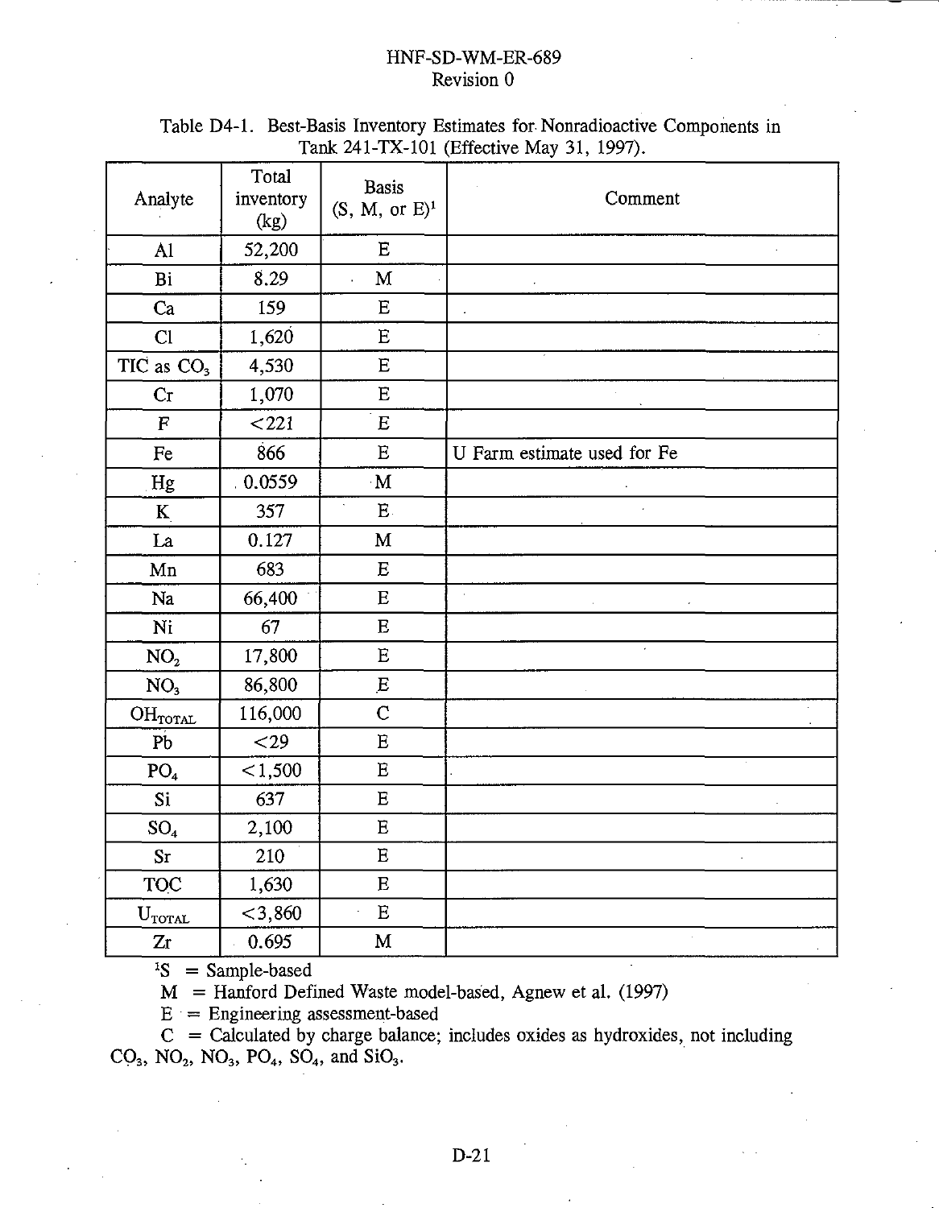Table D4-1. Best-Basis Inventory Estimates for Nonradioactive Components in Tank 241-TX-101 (Effective May 31, 1997).

| Analyte | Total inventory (kg) | Basis (S, M, or E)[1] | Comment |
|---|---|---|---|
| Al | 52,200 | E | |
| Bi | 8.29 | M | |
| Ca | 159 | E | |
| Cl | 1,620 | E | |
| TIC as $CO_3$ | 4,530 | E | |
| Cr | 1,070 | E | |
| F | <221 | E | |
| Fe | 866 | E | U Farm estimate used for Fe |
| Hg | 0.0559 | M | |
| K | 357 | E | |
| La | 0.127 | M | |
| Mn | 683 | E | |
| Na | 66,400 | E | |
| Ni | 67 | E | |
| $NO_2$ | 17,800 | E | |
| $NO_3$ | 86,800 | E | |
| $OH_{TOTAL}$ | 116,000 | C | |
| Pb | <29 | E | |
| $PO_4$ | <1,500 | E | |
| Si | 637 | E | |
| $SO_4$ | 2,100 | E | |
| Sr | 210 | E | |
| TOC | 1,630 | E | |
| $U_{TOTAL}$ | <3,860 | E | |
| Zr | 0.695 | M | |

[1]S = Sample-based

M = Hanford Defined Waste model-based, Agnew et al. (1997)

E = Engineering assessment-based

C = Calculated by charge balance; includes oxides as hydroxides, not including $CO_3$, $NO_2$, $NO_3$, $PO_4$, $SO_4$, and $SiO_3$.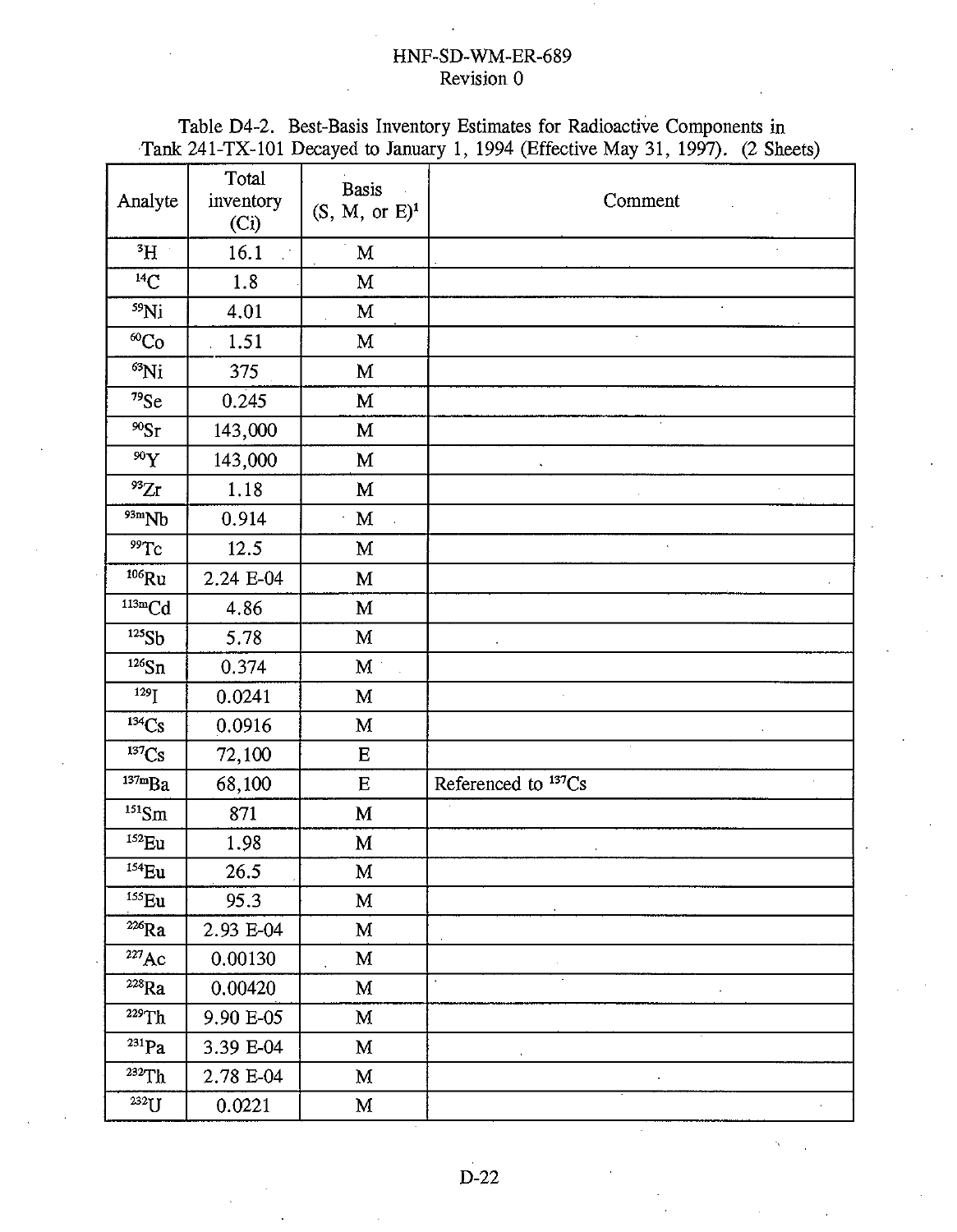Table D4-2. Best-Basis Inventory Estimates for Radioactive Components in Tank 241-TX-101 Decayed to January 1, 1994 (Effective May 31, 1997). (2 Sheets)

| Analyte | Total inventory (Ci) | Basis (S, M, or E)[1] | Comment |
|---|---|---|---|
| $^{3}H$ | 16.1 | M | |
| $^{14}C$ | 1.8 | M | |
| $^{59}Ni$ | 4.01 | M | |
| $^{60}Co$ | 1.51 | M | |
| $^{63}Ni$ | 375 | M | |
| $^{79}Se$ | 0.245 | M | |
| $^{90}Sr$ | 143,000 | M | |
| $^{90}Y$ | 143,000 | M | |
| $^{93}Zr$ | 1.18 | M | |
| $^{93m}Nb$ | 0.914 | M | |
| $^{99}Tc$ | 12.5 | M | |
| $^{106}Ru$ | 2.24 E-04 | M | |
| $^{113m}Cd$ | 4.86 | M | |
| $^{125}Sb$ | 5.78 | M | |
| $^{126}Sn$ | 0.374 | M | |
| $^{129}I$ | 0.0241 | M | |
| $^{134}Cs$ | 0.0916 | M | |
| $^{137}Cs$ | 72,100 | E | |
| $^{137m}Ba$ | 68,100 | E | Referenced to $^{137}Cs$ |
| $^{151}Sm$ | 871 | M | |
| $^{152}Eu$ | 1.98 | M | |
| $^{154}Eu$ | 26.5 | M | |
| $^{155}Eu$ | 95.3 | M | |
| $^{226}Ra$ | 2.93 E-04 | M | |
| $^{227}Ac$ | 0.00130 | M | |
| $^{228}Ra$ | 0.00420 | M | |
| $^{229}Th$ | 9.90 E-05 | M | |
| $^{231}Pa$ | 3.39 E-04 | M | |
| $^{232}Th$ | 2.78 E-04 | M | |
| $^{232}U$ | 0.0221 | M | |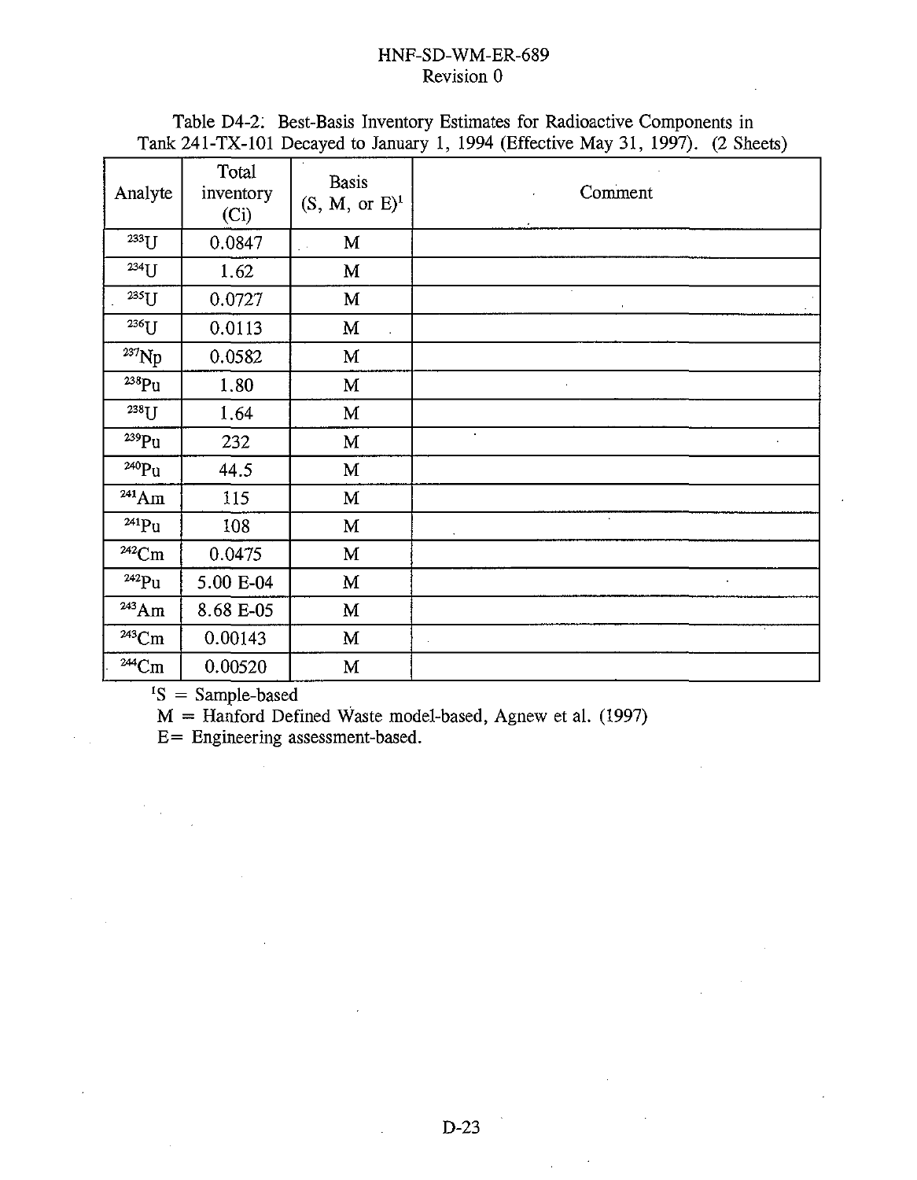Table D4-2: Best-Basis Inventory Estimates for Radioactive Components in Tank 241-TX-101 Decayed to January 1, 1994 (Effective May 31, 1997). (2 Sheets)

| Analyte | Total inventory (Ci) | Basis (S, M, or E)[1] | Comment |
|---|---|---|---|
| $^{233}U$ | 0.0847 | M | |
| $^{234}U$ | 1.62 | M | |
| $^{235}U$ | 0.0727 | M | |
| $^{236}U$ | 0.0113 | M | |
| $^{237}Np$ | 0.0582 | M | |
| $^{238}Pu$ | 1.80 | M | |
| $^{238}U$ | 1.64 | M | |
| $^{239}Pu$ | 232 | M | |
| $^{240}Pu$ | 44.5 | M | |
| $^{241}Am$ | 115 | M | |
| $^{241}Pu$ | 108 | M | |
| $^{242}Cm$ | 0.0475 | M | |
| $^{242}Pu$ | 5.00 E-04 | M | |
| $^{243}Am$ | 8.68 E-05 | M | |
| $^{243}Cm$ | 0.00143 | M | |
| $^{244}Cm$ | 0.00520 | M | |

[1]S = Sample-based
M = Hanford Defined Waste model-based, Agnew et al. (1997)
E= Engineering assessment-based.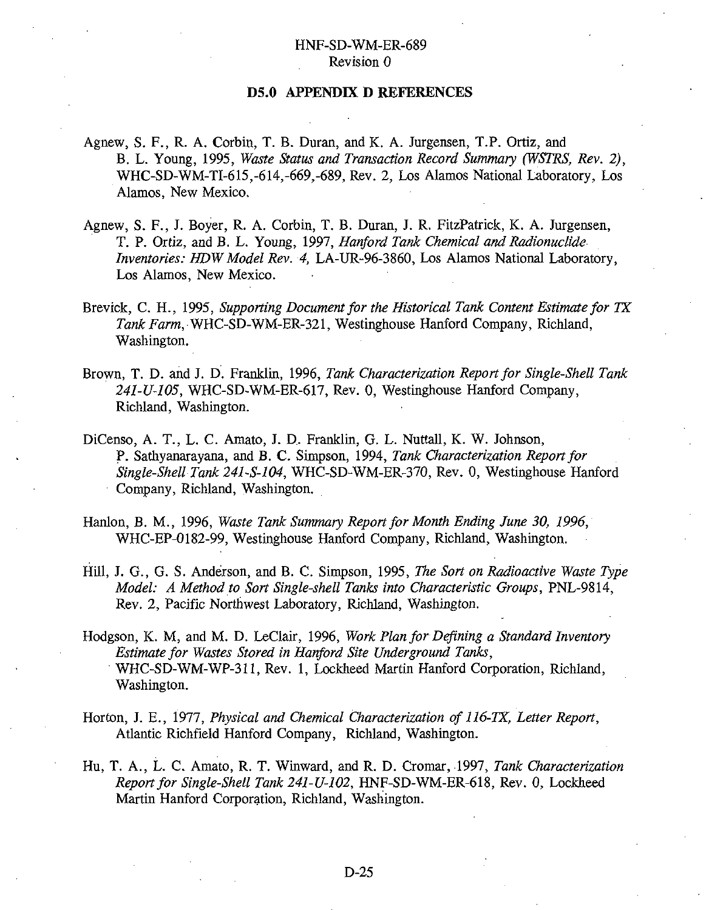## D5.0 APPENDIX D REFERENCES

Agnew, S. F., R. A. Corbin, T. B. Duran, and K. A. Jurgensen, T.P. Ortiz, and B. L. Young, 1995, *Waste Status and Transaction Record Summary (WSTRS, Rev. 2)*, WHC-SD-WM-TI-615,-614,-669,-689, Rev. 2, Los Alamos National Laboratory, Los Alamos, New Mexico.

Agnew, S. F., J. Boyer, R. A. Corbin, T. B. Duran, J. R. FitzPatrick, K. A. Jurgensen, T. P. Ortiz, and B. L. Young, 1997, *Hanford Tank Chemical and Radionuclide Inventories: HDW Model Rev. 4*, LA-UR-96-3860, Los Alamos National Laboratory, Los Alamos, New Mexico.

Brevick, C. H., 1995, *Supporting Document for the Historical Tank Content Estimate for TX Tank Farm*, WHC-SD-WM-ER-321, Westinghouse Hanford Company, Richland, Washington.

Brown, T. D. and J. D. Franklin, 1996, *Tank Characterization Report for Single-Shell Tank 241-U-105*, WHC-SD-WM-ER-617, Rev. 0, Westinghouse Hanford Company, Richland, Washington.

DiCenso, A. T., L. C. Amato, J. D. Franklin, G. L. Nuttall, K. W. Johnson, P. Sathyanarayana, and B. C. Simpson, 1994, *Tank Characterization Report for Single-Shell Tank 241-S-104*, WHC-SD-WM-ER-370, Rev. 0, Westinghouse Hanford Company, Richland, Washington.

Hanlon, B. M., 1996, *Waste Tank Summary Report for Month Ending June 30, 1996*, WHC-EP-0182-99, Westinghouse Hanford Company, Richland, Washington.

Hill, J. G., G. S. Anderson, and B. C. Simpson, 1995, *The Sort on Radioactive Waste Type Model: A Method to Sort Single-shell Tanks into Characteristic Groups*, PNL-9814, Rev. 2, Pacific Northwest Laboratory, Richland, Washington.

Hodgson, K. M, and M. D. LeClair, 1996, *Work Plan for Defining a Standard Inventory Estimate for Wastes Stored in Hanford Site Underground Tanks*, WHC-SD-WM-WP-311, Rev. 1, Lockheed Martin Hanford Corporation, Richland, Washington.

Horton, J. E., 1977, *Physical and Chemical Characterization of 116-TX, Letter Report*, Atlantic Richfield Hanford Company, Richland, Washington.

Hu, T. A., L. C. Amato, R. T. Winward, and R. D. Cromar, 1997, *Tank Characterization Report for Single-Shell Tank 241-U-102*, HNF-SD-WM-ER-618, Rev. 0, Lockheed Martin Hanford Corporation, Richland, Washington.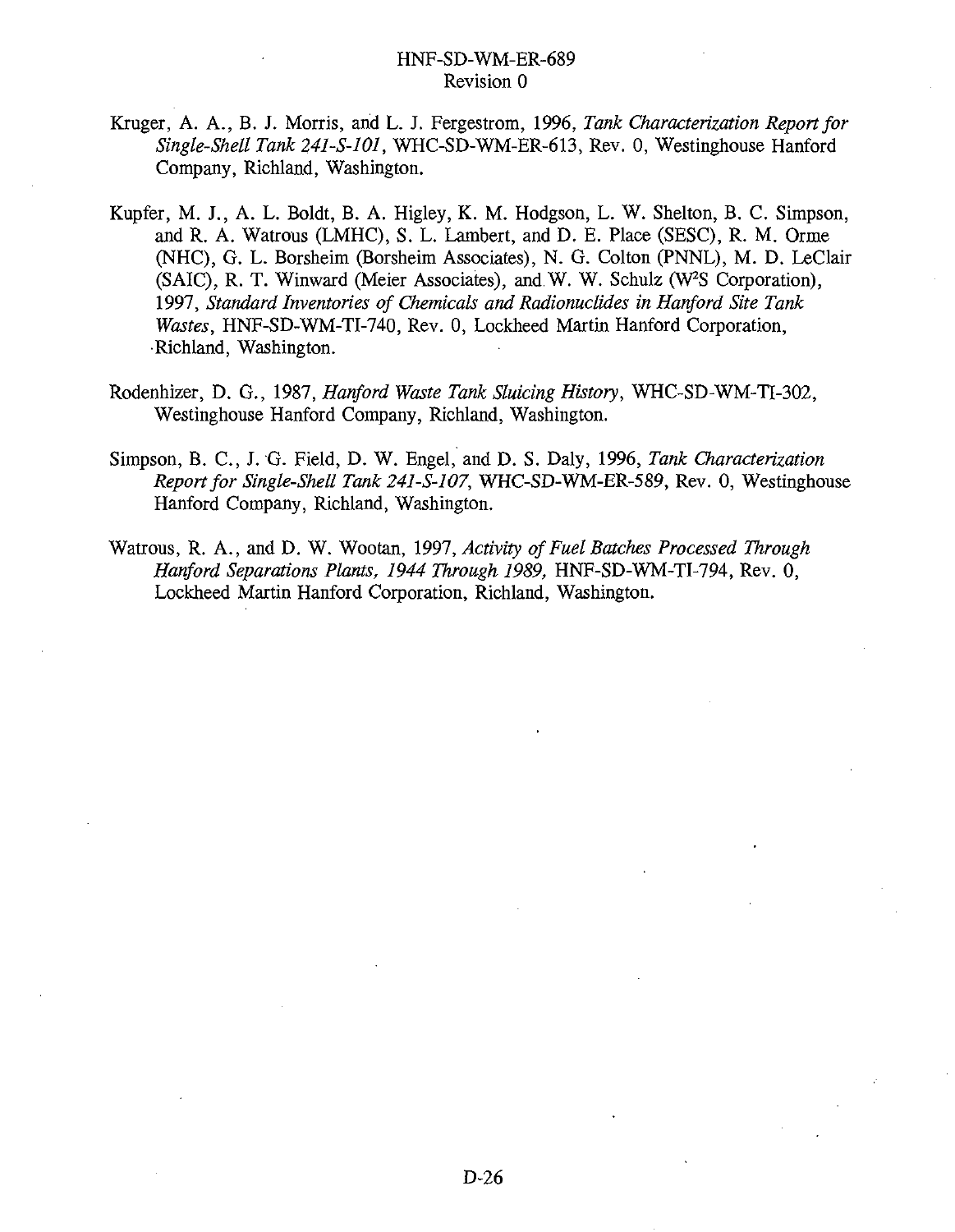Kruger, A. A., B. J. Morris, and L. J. Fergestrom, 1996, *Tank Characterization Report for Single-Shell Tank 241-S-101*, WHC-SD-WM-ER-613, Rev. 0, Westinghouse Hanford Company, Richland, Washington.

Kupfer, M. J., A. L. Boldt, B. A. Higley, K. M. Hodgson, L. W. Shelton, B. C. Simpson, and R. A. Watrous (LMHC), S. L. Lambert, and D. E. Place (SESC), R. M. Orme (NHC), G. L. Borsheim (Borsheim Associates), N. G. Colton (PNNL), M. D. LeClair (SAIC), R. T. Winward (Meier Associates), and W. W. Schulz ($W^2S$ Corporation), 1997, *Standard Inventories of Chemicals and Radionuclides in Hanford Site Tank Wastes*, HNF-SD-WM-TI-740, Rev. 0, Lockheed Martin Hanford Corporation, Richland, Washington.

Rodenhizer, D. G., 1987, *Hanford Waste Tank Sluicing History*, WHC-SD-WM-TI-302, Westinghouse Hanford Company, Richland, Washington.

Simpson, B. C., J. G. Field, D. W. Engel, and D. S. Daly, 1996, *Tank Characterization Report for Single-Shell Tank 241-S-107*, WHC-SD-WM-ER-589, Rev. 0, Westinghouse Hanford Company, Richland, Washington.

Watrous, R. A., and D. W. Wootan, 1997, *Activity of Fuel Batches Processed Through Hanford Separations Plants, 1944 Through 1989*, HNF-SD-WM-TI-794, Rev. 0, Lockheed Martin Hanford Corporation, Richland, Washington.